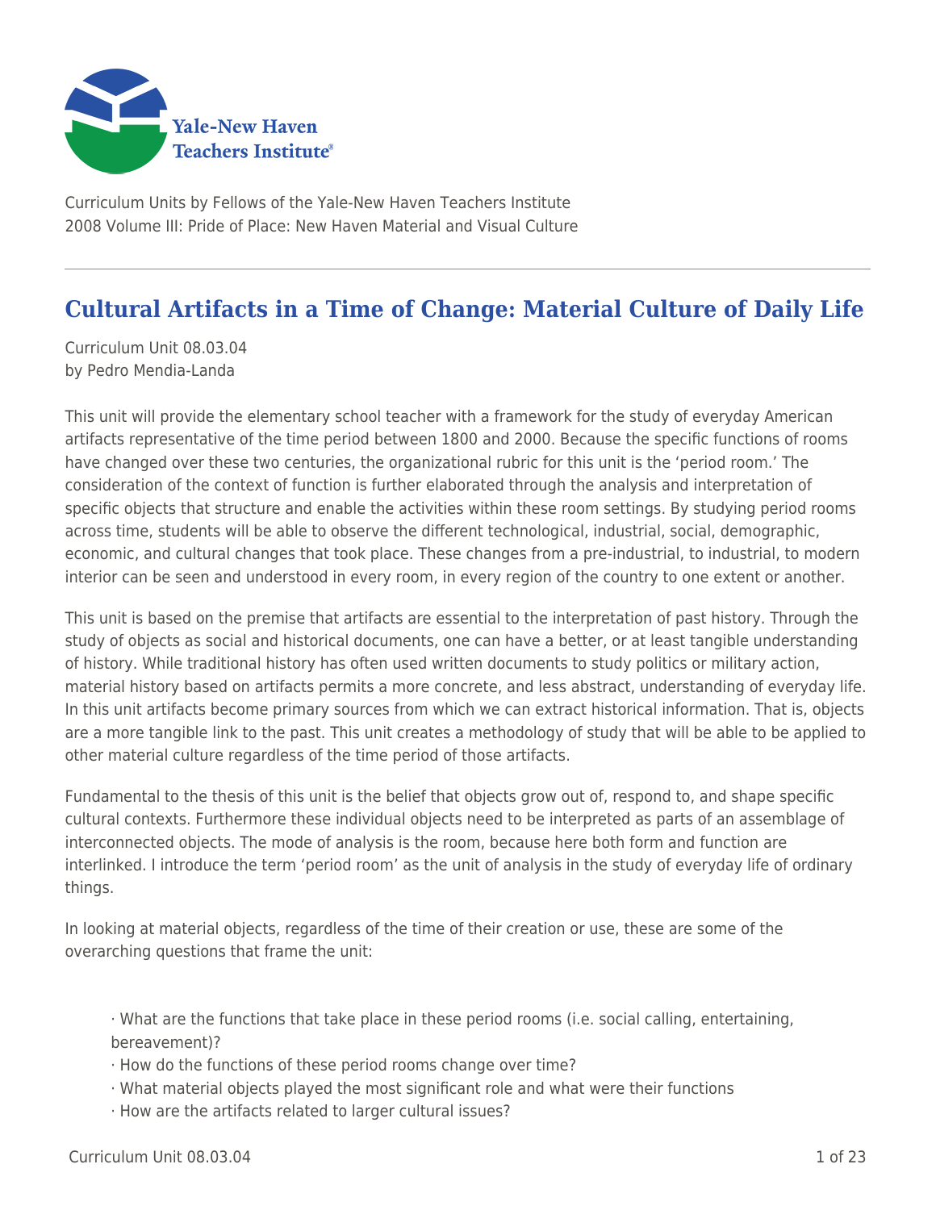Curriculum Units by Fellows of the Yale-New Haven Teachers Institute
2008 Volume III: Pride of Place: New Haven Material and Visual Culture

# Cultural Artifacts in a Time of Change: Material Culture of Daily Life

Curriculum Unit 08.03.04
by Pedro Mendia-Landa

This unit will provide the elementary school teacher with a framework for the study of everyday American artifacts representative of the time period between 1800 and 2000. Because the specific functions of rooms have changed over these two centuries, the organizational rubric for this unit is the 'period room.' The consideration of the context of function is further elaborated through the analysis and interpretation of specific objects that structure and enable the activities within these room settings. By studying period rooms across time, students will be able to observe the different technological, industrial, social, demographic, economic, and cultural changes that took place. These changes from a pre-industrial, to industrial, to modern interior can be seen and understood in every room, in every region of the country to one extent or another.

This unit is based on the premise that artifacts are essential to the interpretation of past history. Through the study of objects as social and historical documents, one can have a better, or at least tangible understanding of history. While traditional history has often used written documents to study politics or military action, material history based on artifacts permits a more concrete, and less abstract, understanding of everyday life. In this unit artifacts become primary sources from which we can extract historical information. That is, objects are a more tangible link to the past. This unit creates a methodology of study that will be able to be applied to other material culture regardless of the time period of those artifacts.

Fundamental to the thesis of this unit is the belief that objects grow out of, respond to, and shape specific cultural contexts. Furthermore these individual objects need to be interpreted as parts of an assemblage of interconnected objects. The mode of analysis is the room, because here both form and function are interlinked. I introduce the term 'period room' as the unit of analysis in the study of everyday life of ordinary things.

In looking at material objects, regardless of the time of their creation or use, these are some of the overarching questions that frame the unit:

- What are the functions that take place in these period rooms (i.e. social calling, entertaining, bereavement)?
- How do the functions of these period rooms change over time?
- What material objects played the most significant role and what were their functions
- How are the artifacts related to larger cultural issues?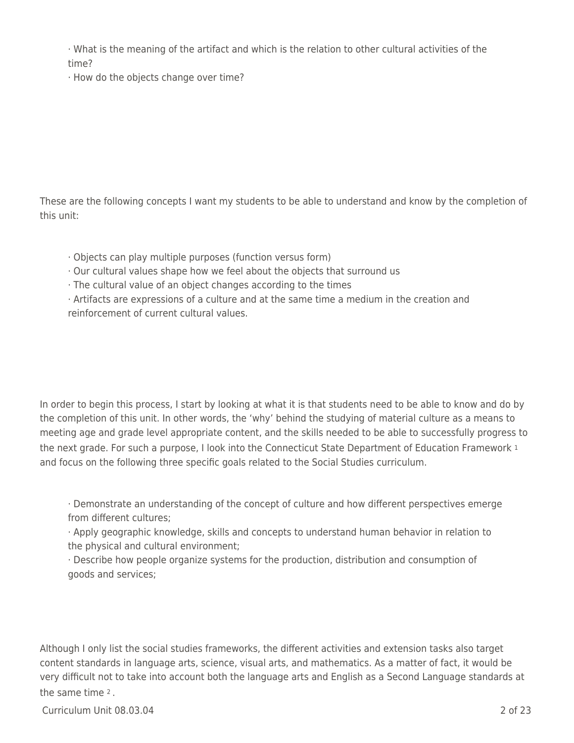· What is the meaning of the artifact and which is the relation to other cultural activities of the time?
· How do the objects change over time?

These are the following concepts I want my students to be able to understand and know by the completion of this unit:

· Objects can play multiple purposes (function versus form)
· Our cultural values shape how we feel about the objects that surround us
· The cultural value of an object changes according to the times
· Artifacts are expressions of a culture and at the same time a medium in the creation and reinforcement of current cultural values.

In order to begin this process, I start by looking at what it is that students need to be able to know and do by the completion of this unit. In other words, the 'why' behind the studying of material culture as a means to meeting age and grade level appropriate content, and the skills needed to be able to successfully progress to the next grade. For such a purpose, I look into the Connecticut State Department of Education Framework [1] and focus on the following three specific goals related to the Social Studies curriculum.

· Demonstrate an understanding of the concept of culture and how different perspectives emerge from different cultures;
· Apply geographic knowledge, skills and concepts to understand human behavior in relation to the physical and cultural environment;
· Describe how people organize systems for the production, distribution and consumption of goods and services;

Although I only list the social studies frameworks, the different activities and extension tasks also target content standards in language arts, science, visual arts, and mathematics. As a matter of fact, it would be very difficult not to take into account both the language arts and English as a Second Language standards at the same time [2].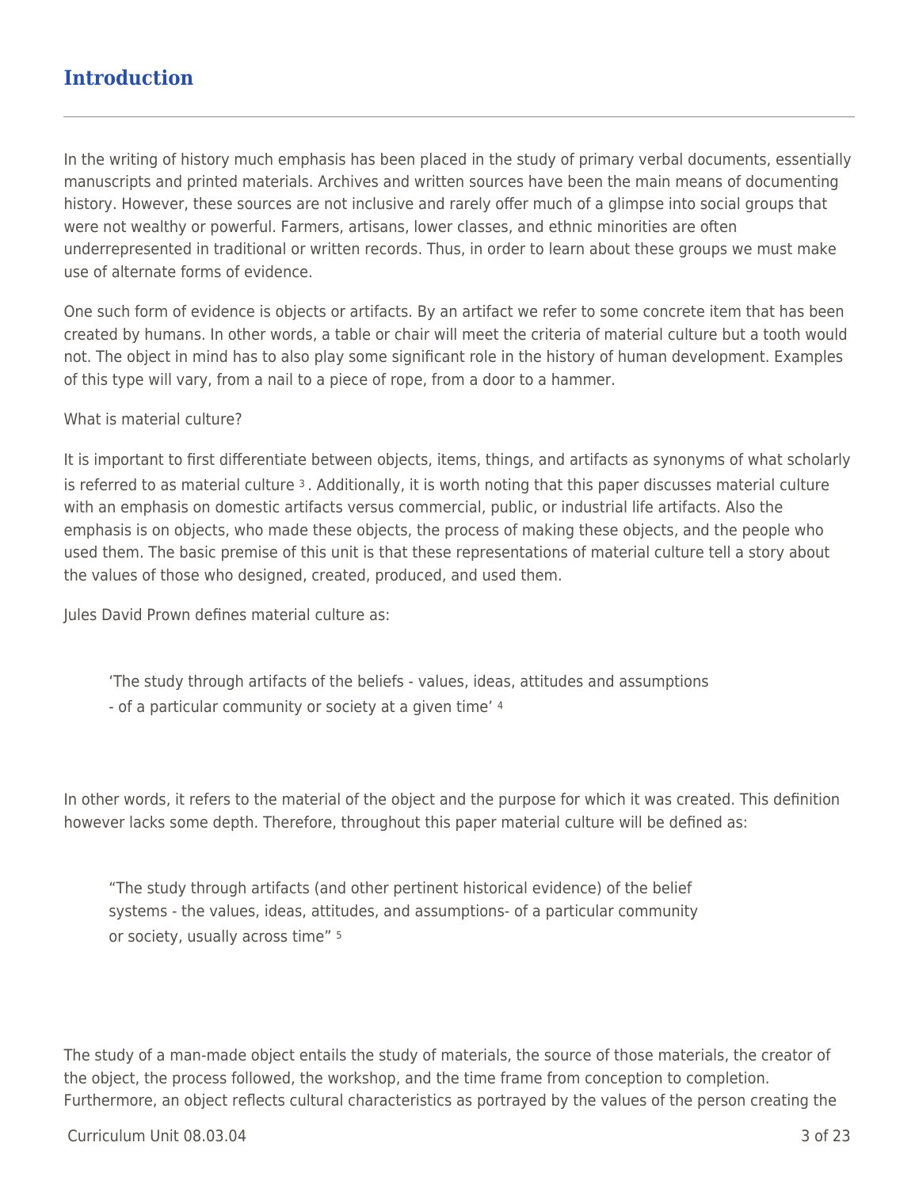## Introduction

In the writing of history much emphasis has been placed in the study of primary verbal documents, essentially manuscripts and printed materials. Archives and written sources have been the main means of documenting history. However, these sources are not inclusive and rarely offer much of a glimpse into social groups that were not wealthy or powerful. Farmers, artisans, lower classes, and ethnic minorities are often underrepresented in traditional or written records. Thus, in order to learn about these groups we must make use of alternate forms of evidence.

One such form of evidence is objects or artifacts. By an artifact we refer to some concrete item that has been created by humans. In other words, a table or chair will meet the criteria of material culture but a tooth would not. The object in mind has to also play some significant role in the history of human development. Examples of this type will vary, from a nail to a piece of rope, from a door to a hammer.

What is material culture?

It is important to first differentiate between objects, items, things, and artifacts as synonyms of what scholarly is referred to as material culture [3]. Additionally, it is worth noting that this paper discusses material culture with an emphasis on domestic artifacts versus commercial, public, or industrial life artifacts. Also the emphasis is on objects, who made these objects, the process of making these objects, and the people who used them. The basic premise of this unit is that these representations of material culture tell a story about the values of those who designed, created, produced, and used them.

Jules David Prown defines material culture as:

> 'The study through artifacts of the beliefs - values, ideas, attitudes and assumptions - of a particular community or society at a given time' [4]

In other words, it refers to the material of the object and the purpose for which it was created. This definition however lacks some depth. Therefore, throughout this paper material culture will be defined as:

> "The study through artifacts (and other pertinent historical evidence) of the belief systems - the values, ideas, attitudes, and assumptions- of a particular community or society, usually across time" [5]

The study of a man-made object entails the study of materials, the source of those materials, the creator of the object, the process followed, the workshop, and the time frame from conception to completion. Furthermore, an object reflects cultural characteristics as portrayed by the values of the person creating the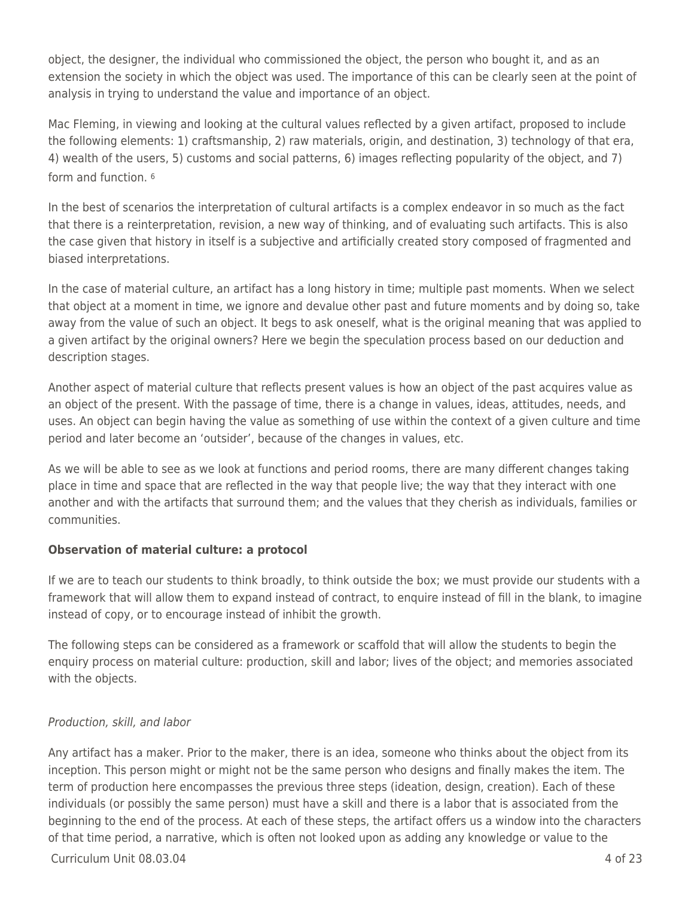object, the designer, the individual who commissioned the object, the person who bought it, and as an extension the society in which the object was used. The importance of this can be clearly seen at the point of analysis in trying to understand the value and importance of an object.

Mac Fleming, in viewing and looking at the cultural values reflected by a given artifact, proposed to include the following elements: 1) craftsmanship, 2) raw materials, origin, and destination, 3) technology of that era, 4) wealth of the users, 5) customs and social patterns, 6) images reflecting popularity of the object, and 7) form and function. [6]

In the best of scenarios the interpretation of cultural artifacts is a complex endeavor in so much as the fact that there is a reinterpretation, revision, a new way of thinking, and of evaluating such artifacts. This is also the case given that history in itself is a subjective and artificially created story composed of fragmented and biased interpretations.

In the case of material culture, an artifact has a long history in time; multiple past moments. When we select that object at a moment in time, we ignore and devalue other past and future moments and by doing so, take away from the value of such an object. It begs to ask oneself, what is the original meaning that was applied to a given artifact by the original owners? Here we begin the speculation process based on our deduction and description stages.

Another aspect of material culture that reflects present values is how an object of the past acquires value as an object of the present. With the passage of time, there is a change in values, ideas, attitudes, needs, and uses. An object can begin having the value as something of use within the context of a given culture and time period and later become an 'outsider', because of the changes in values, etc.

As we will be able to see as we look at functions and period rooms, there are many different changes taking place in time and space that are reflected in the way that people live; the way that they interact with one another and with the artifacts that surround them; and the values that they cherish as individuals, families or communities.

**Observation of material culture: a protocol**

If we are to teach our students to think broadly, to think outside the box; we must provide our students with a framework that will allow them to expand instead of contract, to enquire instead of fill in the blank, to imagine instead of copy, or to encourage instead of inhibit the growth.

The following steps can be considered as a framework or scaffold that will allow the students to begin the enquiry process on material culture: production, skill and labor; lives of the object; and memories associated with the objects.

*Production, skill, and labor*

Any artifact has a maker. Prior to the maker, there is an idea, someone who thinks about the object from its inception. This person might or might not be the same person who designs and finally makes the item. The term of production here encompasses the previous three steps (ideation, design, creation). Each of these individuals (or possibly the same person) must have a skill and there is a labor that is associated from the beginning to the end of the process. At each of these steps, the artifact offers us a window into the characters of that time period, a narrative, which is often not looked upon as adding any knowledge or value to the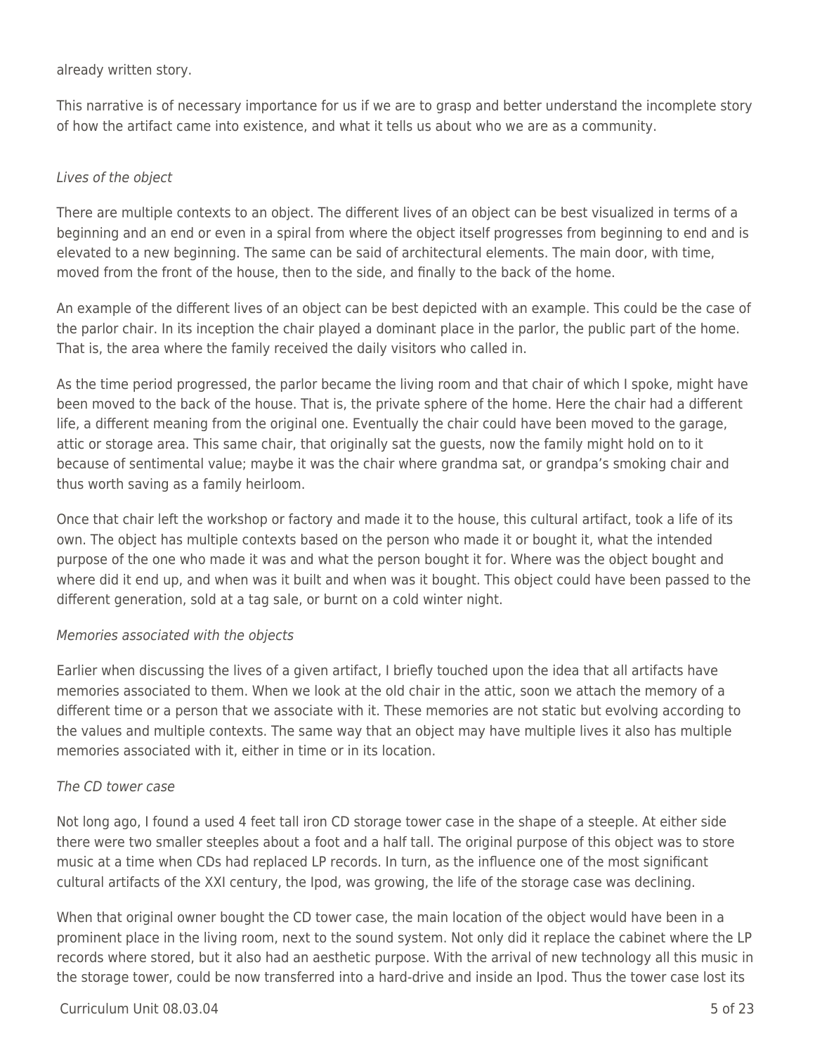already written story.

This narrative is of necessary importance for us if we are to grasp and better understand the incomplete story of how the artifact came into existence, and what it tells us about who we are as a community.

*Lives of the object*

There are multiple contexts to an object. The different lives of an object can be best visualized in terms of a beginning and an end or even in a spiral from where the object itself progresses from beginning to end and is elevated to a new beginning. The same can be said of architectural elements. The main door, with time, moved from the front of the house, then to the side, and finally to the back of the home.

An example of the different lives of an object can be best depicted with an example. This could be the case of the parlor chair. In its inception the chair played a dominant place in the parlor, the public part of the home. That is, the area where the family received the daily visitors who called in.

As the time period progressed, the parlor became the living room and that chair of which I spoke, might have been moved to the back of the house. That is, the private sphere of the home. Here the chair had a different life, a different meaning from the original one. Eventually the chair could have been moved to the garage, attic or storage area. This same chair, that originally sat the guests, now the family might hold on to it because of sentimental value; maybe it was the chair where grandma sat, or grandpa's smoking chair and thus worth saving as a family heirloom.

Once that chair left the workshop or factory and made it to the house, this cultural artifact, took a life of its own. The object has multiple contexts based on the person who made it or bought it, what the intended purpose of the one who made it was and what the person bought it for. Where was the object bought and where did it end up, and when was it built and when was it bought. This object could have been passed to the different generation, sold at a tag sale, or burnt on a cold winter night.

*Memories associated with the objects*

Earlier when discussing the lives of a given artifact, I briefly touched upon the idea that all artifacts have memories associated to them. When we look at the old chair in the attic, soon we attach the memory of a different time or a person that we associate with it. These memories are not static but evolving according to the values and multiple contexts. The same way that an object may have multiple lives it also has multiple memories associated with it, either in time or in its location.

*The CD tower case*

Not long ago, I found a used 4 feet tall iron CD storage tower case in the shape of a steeple. At either side there were two smaller steeples about a foot and a half tall. The original purpose of this object was to store music at a time when CDs had replaced LP records. In turn, as the influence one of the most significant cultural artifacts of the XXI century, the Ipod, was growing, the life of the storage case was declining.

When that original owner bought the CD tower case, the main location of the object would have been in a prominent place in the living room, next to the sound system. Not only did it replace the cabinet where the LP records where stored, but it also had an aesthetic purpose. With the arrival of new technology all this music in the storage tower, could be now transferred into a hard-drive and inside an Ipod. Thus the tower case lost its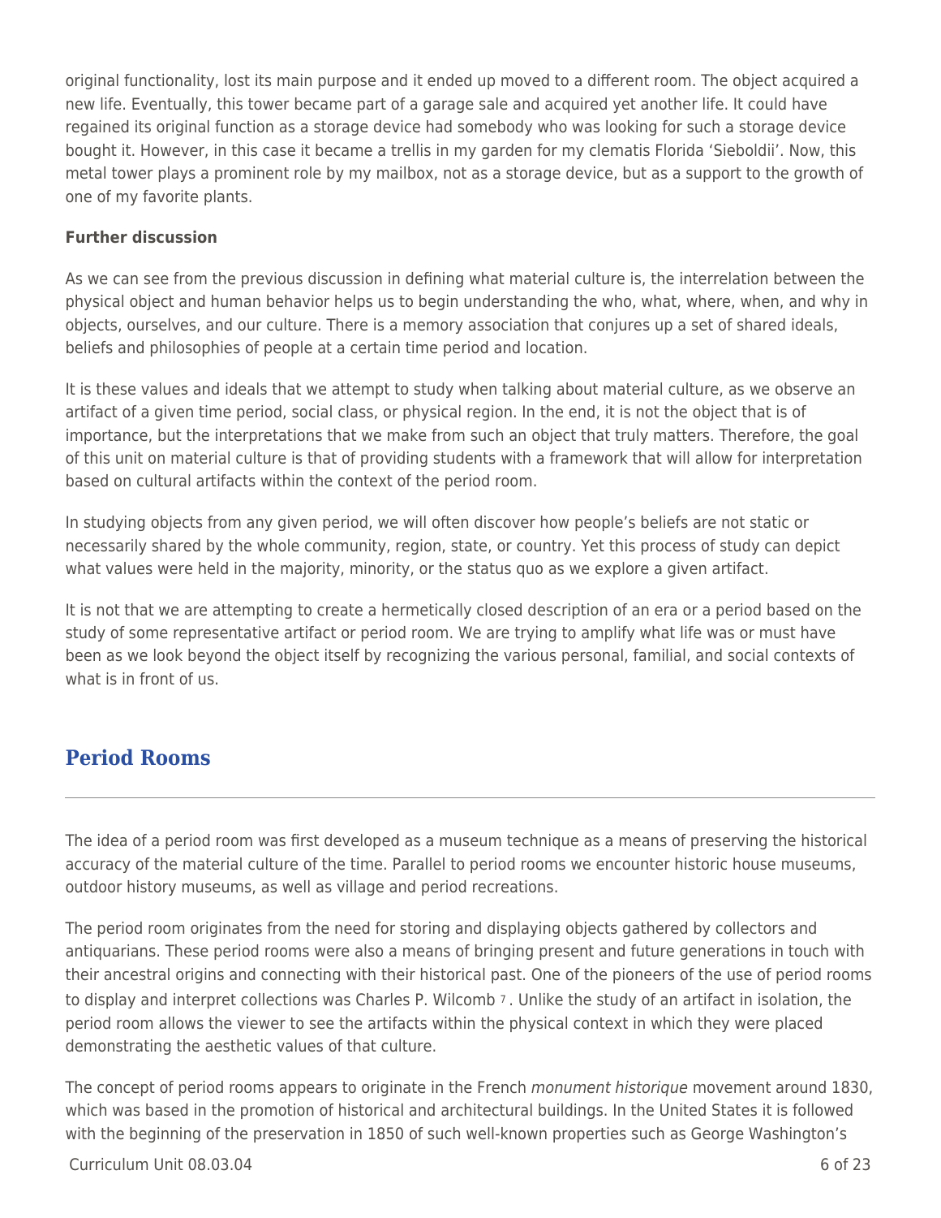original functionality, lost its main purpose and it ended up moved to a different room. The object acquired a new life. Eventually, this tower became part of a garage sale and acquired yet another life. It could have regained its original function as a storage device had somebody who was looking for such a storage device bought it. However, in this case it became a trellis in my garden for my clematis Florida 'Sieboldii'. Now, this metal tower plays a prominent role by my mailbox, not as a storage device, but as a support to the growth of one of my favorite plants.

**Further discussion**

As we can see from the previous discussion in defining what material culture is, the interrelation between the physical object and human behavior helps us to begin understanding the who, what, where, when, and why in objects, ourselves, and our culture. There is a memory association that conjures up a set of shared ideals, beliefs and philosophies of people at a certain time period and location.

It is these values and ideals that we attempt to study when talking about material culture, as we observe an artifact of a given time period, social class, or physical region. In the end, it is not the object that is of importance, but the interpretations that we make from such an object that truly matters. Therefore, the goal of this unit on material culture is that of providing students with a framework that will allow for interpretation based on cultural artifacts within the context of the period room.

In studying objects from any given period, we will often discover how people's beliefs are not static or necessarily shared by the whole community, region, state, or country. Yet this process of study can depict what values were held in the majority, minority, or the status quo as we explore a given artifact.

It is not that we are attempting to create a hermetically closed description of an era or a period based on the study of some representative artifact or period room. We are trying to amplify what life was or must have been as we look beyond the object itself by recognizing the various personal, familial, and social contexts of what is in front of us.

## Period Rooms

The idea of a period room was first developed as a museum technique as a means of preserving the historical accuracy of the material culture of the time. Parallel to period rooms we encounter historic house museums, outdoor history museums, as well as village and period recreations.

The period room originates from the need for storing and displaying objects gathered by collectors and antiquarians. These period rooms were also a means of bringing present and future generations in touch with their ancestral origins and connecting with their historical past. One of the pioneers of the use of period rooms to display and interpret collections was Charles P. Wilcomb [7]. Unlike the study of an artifact in isolation, the period room allows the viewer to see the artifacts within the physical context in which they were placed demonstrating the aesthetic values of that culture.

The concept of period rooms appears to originate in the French *monument historique* movement around 1830, which was based in the promotion of historical and architectural buildings. In the United States it is followed with the beginning of the preservation in 1850 of such well-known properties such as George Washington's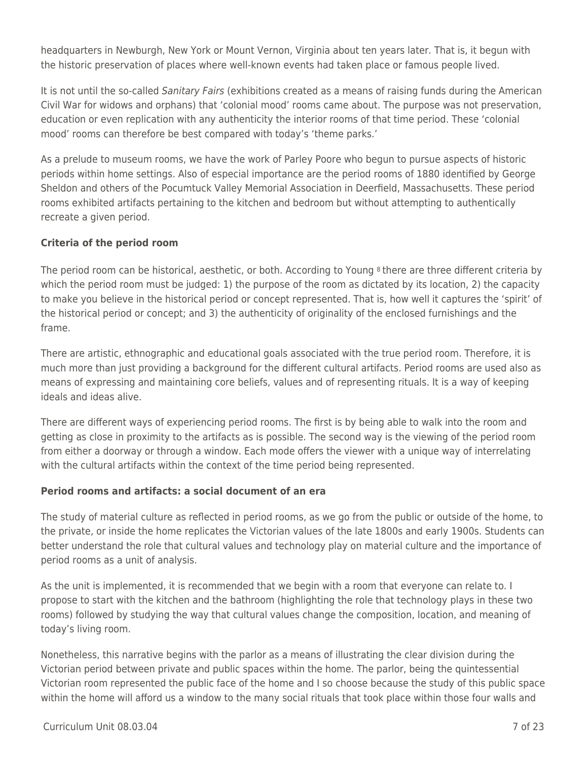headquarters in Newburgh, New York or Mount Vernon, Virginia about ten years later. That is, it begun with the historic preservation of places where well-known events had taken place or famous people lived.

It is not until the so-called *Sanitary Fairs* (exhibitions created as a means of raising funds during the American Civil War for widows and orphans) that 'colonial mood' rooms came about. The purpose was not preservation, education or even replication with any authenticity the interior rooms of that time period. These 'colonial mood' rooms can therefore be best compared with today's 'theme parks.'

As a prelude to museum rooms, we have the work of Parley Poore who begun to pursue aspects of historic periods within home settings. Also of especial importance are the period rooms of 1880 identified by George Sheldon and others of the Pocumtuck Valley Memorial Association in Deerfield, Massachusetts. These period rooms exhibited artifacts pertaining to the kitchen and bedroom but without attempting to authentically recreate a given period.

### Criteria of the period room

The period room can be historical, aesthetic, or both. According to Young [8] there are three different criteria by which the period room must be judged: 1) the purpose of the room as dictated by its location, 2) the capacity to make you believe in the historical period or concept represented. That is, how well it captures the 'spirit' of the historical period or concept; and 3) the authenticity of originality of the enclosed furnishings and the frame.

There are artistic, ethnographic and educational goals associated with the true period room. Therefore, it is much more than just providing a background for the different cultural artifacts. Period rooms are used also as means of expressing and maintaining core beliefs, values and of representing rituals. It is a way of keeping ideals and ideas alive.

There are different ways of experiencing period rooms. The first is by being able to walk into the room and getting as close in proximity to the artifacts as is possible. The second way is the viewing of the period room from either a doorway or through a window. Each mode offers the viewer with a unique way of interrelating with the cultural artifacts within the context of the time period being represented.

### Period rooms and artifacts: a social document of an era

The study of material culture as reflected in period rooms, as we go from the public or outside of the home, to the private, or inside the home replicates the Victorian values of the late 1800s and early 1900s. Students can better understand the role that cultural values and technology play on material culture and the importance of period rooms as a unit of analysis.

As the unit is implemented, it is recommended that we begin with a room that everyone can relate to. I propose to start with the kitchen and the bathroom (highlighting the role that technology plays in these two rooms) followed by studying the way that cultural values change the composition, location, and meaning of today's living room.

Nonetheless, this narrative begins with the parlor as a means of illustrating the clear division during the Victorian period between private and public spaces within the home. The parlor, being the quintessential Victorian room represented the public face of the home and I so choose because the study of this public space within the home will afford us a window to the many social rituals that took place within those four walls and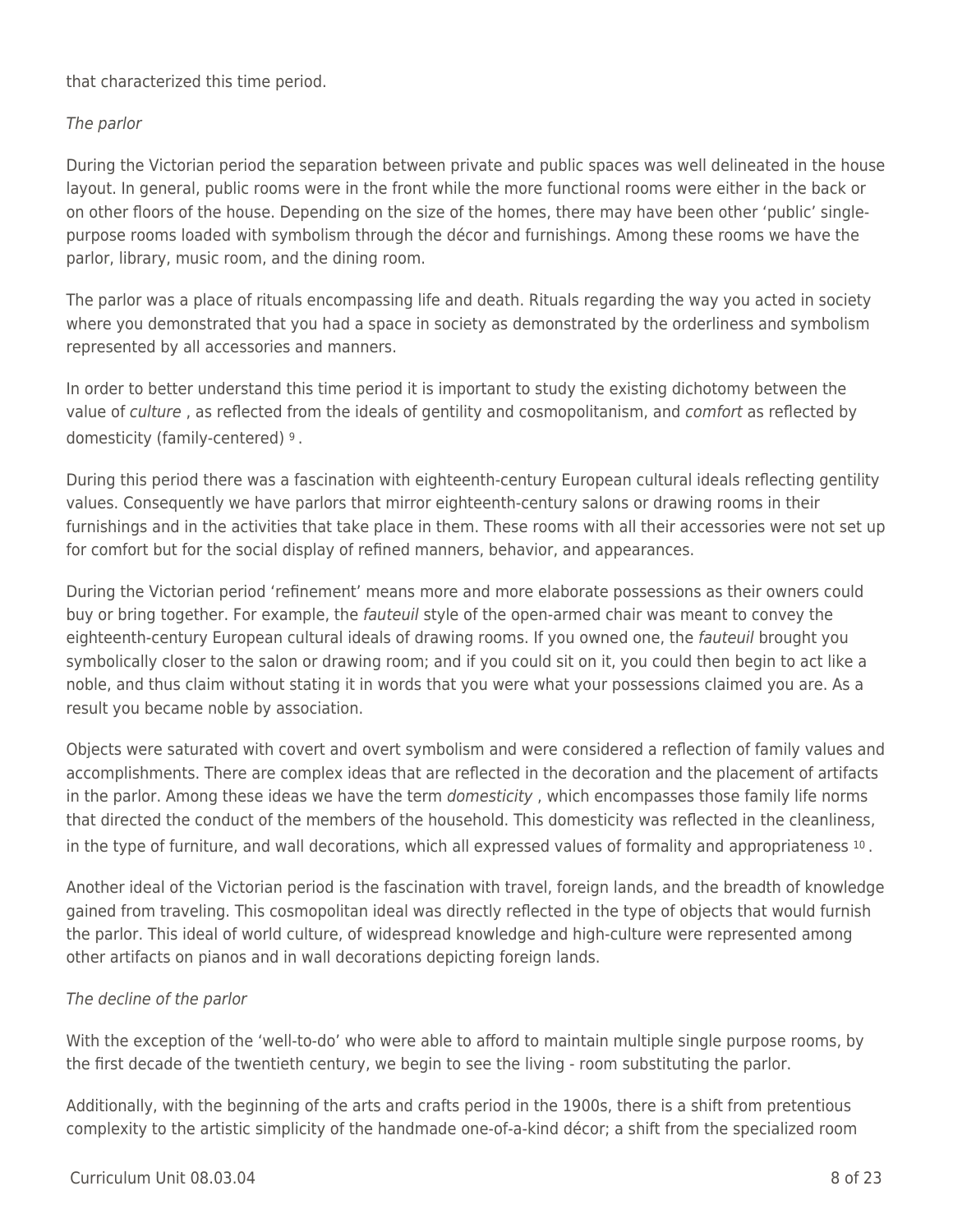that characterized this time period.

*The parlor*

During the Victorian period the separation between private and public spaces was well delineated in the house layout. In general, public rooms were in the front while the more functional rooms were either in the back or on other floors of the house. Depending on the size of the homes, there may have been other 'public' single-purpose rooms loaded with symbolism through the décor and furnishings. Among these rooms we have the parlor, library, music room, and the dining room.

The parlor was a place of rituals encompassing life and death. Rituals regarding the way you acted in society where you demonstrated that you had a space in society as demonstrated by the orderliness and symbolism represented by all accessories and manners.

In order to better understand this time period it is important to study the existing dichotomy between the value of *culture* , as reflected from the ideals of gentility and cosmopolitanism, and *comfort* as reflected by domesticity (family-centered) [9] .

During this period there was a fascination with eighteenth-century European cultural ideals reflecting gentility values. Consequently we have parlors that mirror eighteenth-century salons or drawing rooms in their furnishings and in the activities that take place in them. These rooms with all their accessories were not set up for comfort but for the social display of refined manners, behavior, and appearances.

During the Victorian period 'refinement' means more and more elaborate possessions as their owners could buy or bring together. For example, the *fauteuil* style of the open-armed chair was meant to convey the eighteenth-century European cultural ideals of drawing rooms. If you owned one, the *fauteuil* brought you symbolically closer to the salon or drawing room; and if you could sit on it, you could then begin to act like a noble, and thus claim without stating it in words that you were what your possessions claimed you are. As a result you became noble by association.

Objects were saturated with covert and overt symbolism and were considered a reflection of family values and accomplishments. There are complex ideas that are reflected in the decoration and the placement of artifacts in the parlor. Among these ideas we have the term *domesticity* , which encompasses those family life norms that directed the conduct of the members of the household. This domesticity was reflected in the cleanliness, in the type of furniture, and wall decorations, which all expressed values of formality and appropriateness [10] .

Another ideal of the Victorian period is the fascination with travel, foreign lands, and the breadth of knowledge gained from traveling. This cosmopolitan ideal was directly reflected in the type of objects that would furnish the parlor. This ideal of world culture, of widespread knowledge and high-culture were represented among other artifacts on pianos and in wall decorations depicting foreign lands.

*The decline of the parlor*

With the exception of the 'well-to-do' who were able to afford to maintain multiple single purpose rooms, by the first decade of the twentieth century, we begin to see the living - room substituting the parlor.

Additionally, with the beginning of the arts and crafts period in the 1900s, there is a shift from pretentious complexity to the artistic simplicity of the handmade one-of-a-kind décor; a shift from the specialized room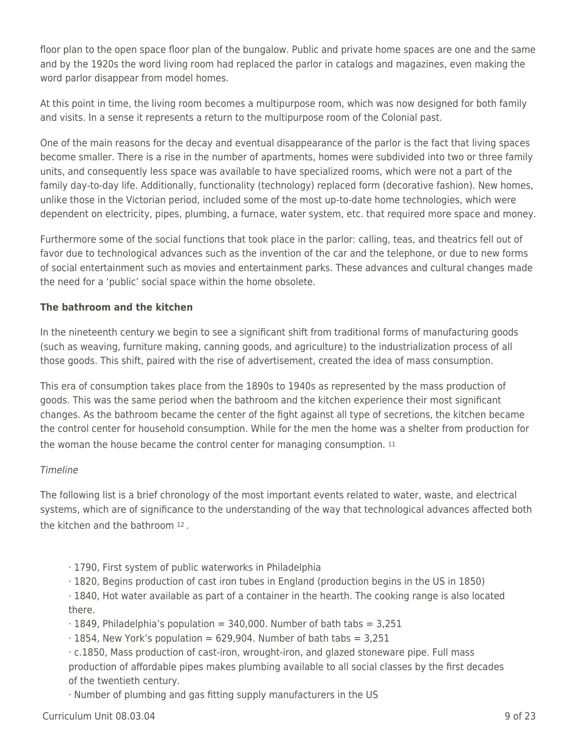floor plan to the open space floor plan of the bungalow. Public and private home spaces are one and the same and by the 1920s the word living room had replaced the parlor in catalogs and magazines, even making the word parlor disappear from model homes.

At this point in time, the living room becomes a multipurpose room, which was now designed for both family and visits. In a sense it represents a return to the multipurpose room of the Colonial past.

One of the main reasons for the decay and eventual disappearance of the parlor is the fact that living spaces become smaller. There is a rise in the number of apartments, homes were subdivided into two or three family units, and consequently less space was available to have specialized rooms, which were not a part of the family day-to-day life. Additionally, functionality (technology) replaced form (decorative fashion). New homes, unlike those in the Victorian period, included some of the most up-to-date home technologies, which were dependent on electricity, pipes, plumbing, a furnace, water system, etc. that required more space and money.

Furthermore some of the social functions that took place in the parlor: calling, teas, and theatrics fell out of favor due to technological advances such as the invention of the car and the telephone, or due to new forms of social entertainment such as movies and entertainment parks. These advances and cultural changes made the need for a 'public' social space within the home obsolete.

**The bathroom and the kitchen**

In the nineteenth century we begin to see a significant shift from traditional forms of manufacturing goods (such as weaving, furniture making, canning goods, and agriculture) to the industrialization process of all those goods. This shift, paired with the rise of advertisement, created the idea of mass consumption.

This era of consumption takes place from the 1890s to 1940s as represented by the mass production of goods. This was the same period when the bathroom and the kitchen experience their most significant changes. As the bathroom became the center of the fight against all type of secretions, the kitchen became the control center for household consumption. While for the men the home was a shelter from production for the woman the house became the control center for managing consumption. [11]

*Timeline*

The following list is a brief chronology of the most important events related to water, waste, and electrical systems, which are of significance to the understanding of the way that technological advances affected both the kitchen and the bathroom [12].

- 1790, First system of public waterworks in Philadelphia
- 1820, Begins production of cast iron tubes in England (production begins in the US in 1850)
- 1840, Hot water available as part of a container in the hearth. The cooking range is also located there.
- 1849, Philadelphia's population = 340,000. Number of bath tabs = 3,251
- 1854, New York's population = 629,904. Number of bath tabs = 3,251
- c.1850, Mass production of cast-iron, wrought-iron, and glazed stoneware pipe. Full mass production of affordable pipes makes plumbing available to all social classes by the first decades of the twentieth century.
- Number of plumbing and gas fitting supply manufacturers in the US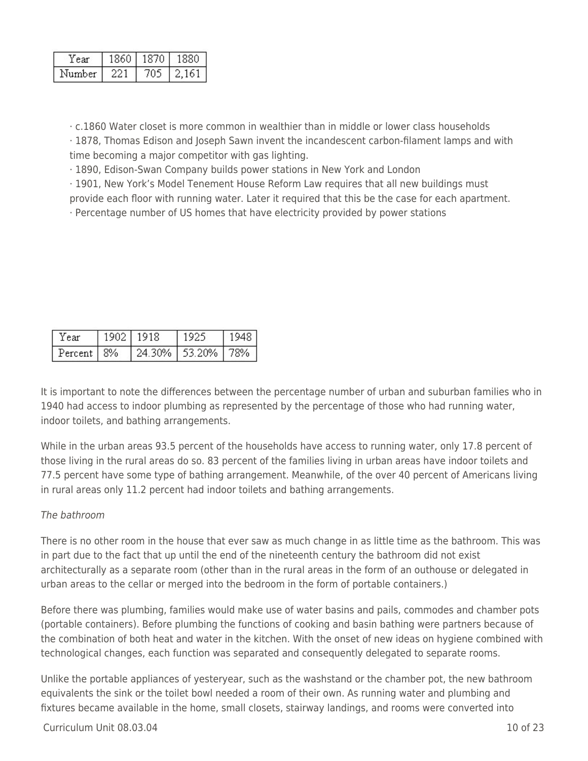| Year | 1860 | 1870 | 1880 |
| --- | --- | --- | --- |
| Number | 221 | 705 | 2,161 |

- c.1860 Water closet is more common in wealthier than in middle or lower class households
- 1878, Thomas Edison and Joseph Sawn invent the incandescent carbon-filament lamps and with time becoming a major competitor with gas lighting.
- 1890, Edison-Swan Company builds power stations in New York and London
- 1901, New York's Model Tenement House Reform Law requires that all new buildings must provide each floor with running water. Later it required that this be the case for each apartment.
- Percentage number of US homes that have electricity provided by power stations

| Year | 1902 | 1918 | 1925 | 1948 |
| --- | --- | --- | --- | --- |
| Percent | 8% | 24.30% | 53.20% | 78% |

It is important to note the differences between the percentage number of urban and suburban families who in 1940 had access to indoor plumbing as represented by the percentage of those who had running water, indoor toilets, and bathing arrangements.

While in the urban areas 93.5 percent of the households have access to running water, only 17.8 percent of those living in the rural areas do so. 83 percent of the families living in urban areas have indoor toilets and 77.5 percent have some type of bathing arrangement. Meanwhile, of the over 40 percent of Americans living in rural areas only 11.2 percent had indoor toilets and bathing arrangements.

*The bathroom*

There is no other room in the house that ever saw as much change in as little time as the bathroom. This was in part due to the fact that up until the end of the nineteenth century the bathroom did not exist architecturally as a separate room (other than in the rural areas in the form of an outhouse or delegated in urban areas to the cellar or merged into the bedroom in the form of portable containers.)

Before there was plumbing, families would make use of water basins and pails, commodes and chamber pots (portable containers). Before plumbing the functions of cooking and basin bathing were partners because of the combination of both heat and water in the kitchen. With the onset of new ideas on hygiene combined with technological changes, each function was separated and consequently delegated to separate rooms.

Unlike the portable appliances of yesteryear, such as the washstand or the chamber pot, the new bathroom equivalents the sink or the toilet bowl needed a room of their own. As running water and plumbing and fixtures became available in the home, small closets, stairway landings, and rooms were converted into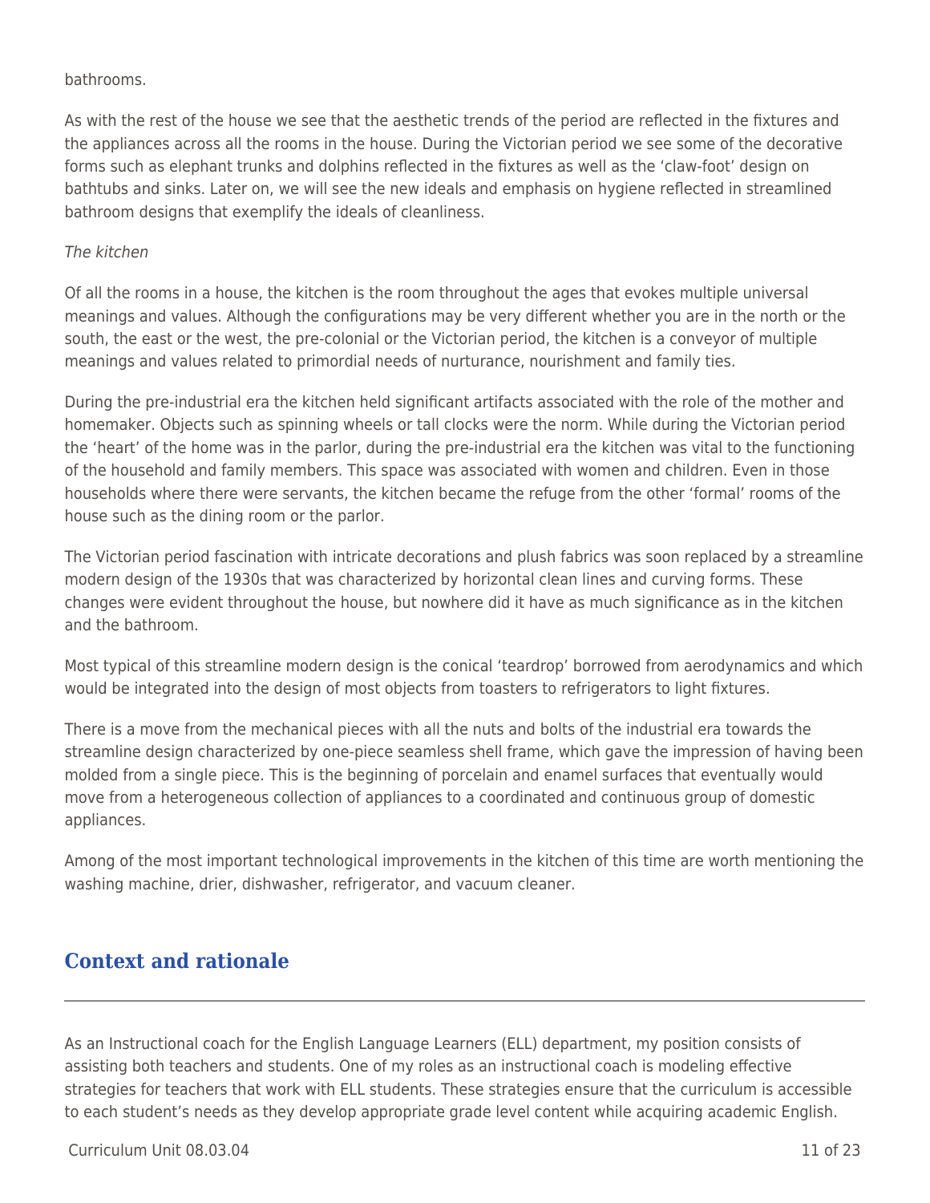bathrooms.

As with the rest of the house we see that the aesthetic trends of the period are reflected in the fixtures and the appliances across all the rooms in the house. During the Victorian period we see some of the decorative forms such as elephant trunks and dolphins reflected in the fixtures as well as the ‘claw-foot’ design on bathtubs and sinks. Later on, we will see the new ideals and emphasis on hygiene reflected in streamlined bathroom designs that exemplify the ideals of cleanliness.

*The kitchen*

Of all the rooms in a house, the kitchen is the room throughout the ages that evokes multiple universal meanings and values. Although the configurations may be very different whether you are in the north or the south, the east or the west, the pre-colonial or the Victorian period, the kitchen is a conveyor of multiple meanings and values related to primordial needs of nurturance, nourishment and family ties.

During the pre-industrial era the kitchen held significant artifacts associated with the role of the mother and homemaker. Objects such as spinning wheels or tall clocks were the norm. While during the Victorian period the ‘heart’ of the home was in the parlor, during the pre-industrial era the kitchen was vital to the functioning of the household and family members. This space was associated with women and children. Even in those households where there were servants, the kitchen became the refuge from the other ‘formal’ rooms of the house such as the dining room or the parlor.

The Victorian period fascination with intricate decorations and plush fabrics was soon replaced by a streamline modern design of the 1930s that was characterized by horizontal clean lines and curving forms. These changes were evident throughout the house, but nowhere did it have as much significance as in the kitchen and the bathroom.

Most typical of this streamline modern design is the conical ‘teardrop’ borrowed from aerodynamics and which would be integrated into the design of most objects from toasters to refrigerators to light fixtures.

There is a move from the mechanical pieces with all the nuts and bolts of the industrial era towards the streamline design characterized by one-piece seamless shell frame, which gave the impression of having been molded from a single piece. This is the beginning of porcelain and enamel surfaces that eventually would move from a heterogeneous collection of appliances to a coordinated and continuous group of domestic appliances.

Among of the most important technological improvements in the kitchen of this time are worth mentioning the washing machine, drier, dishwasher, refrigerator, and vacuum cleaner.

## Context and rationale

As an Instructional coach for the English Language Learners (ELL) department, my position consists of assisting both teachers and students. One of my roles as an instructional coach is modeling effective strategies for teachers that work with ELL students. These strategies ensure that the curriculum is accessible to each student’s needs as they develop appropriate grade level content while acquiring academic English.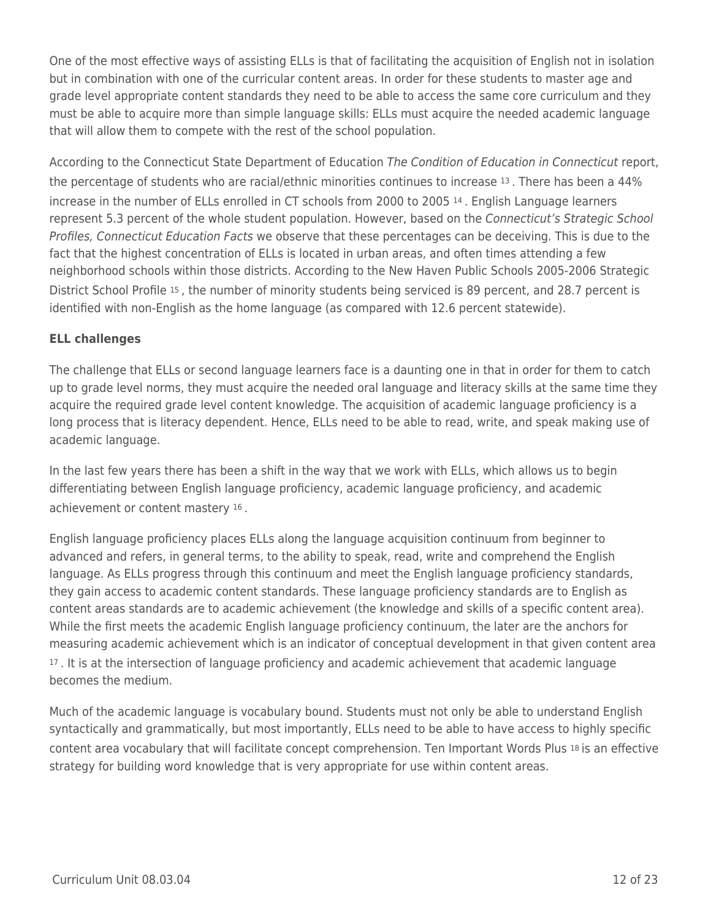One of the most effective ways of assisting ELLs is that of facilitating the acquisition of English not in isolation but in combination with one of the curricular content areas. In order for these students to master age and grade level appropriate content standards they need to be able to access the same core curriculum and they must be able to acquire more than simple language skills: ELLs must acquire the needed academic language that will allow them to compete with the rest of the school population.

According to the Connecticut State Department of Education *The Condition of Education in Connecticut* report, the percentage of students who are racial/ethnic minorities continues to increase [13]. There has been a 44% increase in the number of ELLs enrolled in CT schools from 2000 to 2005 [14]. English Language learners represent 5.3 percent of the whole student population. However, based on the *Connecticut's Strategic School Profiles, Connecticut Education Facts* we observe that these percentages can be deceiving. This is due to the fact that the highest concentration of ELLs is located in urban areas, and often times attending a few neighborhood schools within those districts. According to the New Haven Public Schools 2005-2006 Strategic District School Profile [15], the number of minority students being serviced is 89 percent, and 28.7 percent is identified with non-English as the home language (as compared with 12.6 percent statewide).

**ELL challenges**

The challenge that ELLs or second language learners face is a daunting one in that in order for them to catch up to grade level norms, they must acquire the needed oral language and literacy skills at the same time they acquire the required grade level content knowledge. The acquisition of academic language proficiency is a long process that is literacy dependent. Hence, ELLs need to be able to read, write, and speak making use of academic language.

In the last few years there has been a shift in the way that we work with ELLs, which allows us to begin differentiating between English language proficiency, academic language proficiency, and academic achievement or content mastery [16].

English language proficiency places ELLs along the language acquisition continuum from beginner to advanced and refers, in general terms, to the ability to speak, read, write and comprehend the English language. As ELLs progress through this continuum and meet the English language proficiency standards, they gain access to academic content standards. These language proficiency standards are to English as content areas standards are to academic achievement (the knowledge and skills of a specific content area). While the first meets the academic English language proficiency continuum, the later are the anchors for measuring academic achievement which is an indicator of conceptual development in that given content area [17]. It is at the intersection of language proficiency and academic achievement that academic language becomes the medium.

Much of the academic language is vocabulary bound. Students must not only be able to understand English syntactically and grammatically, but most importantly, ELLs need to be able to have access to highly specific content area vocabulary that will facilitate concept comprehension. Ten Important Words Plus [18] is an effective strategy for building word knowledge that is very appropriate for use within content areas.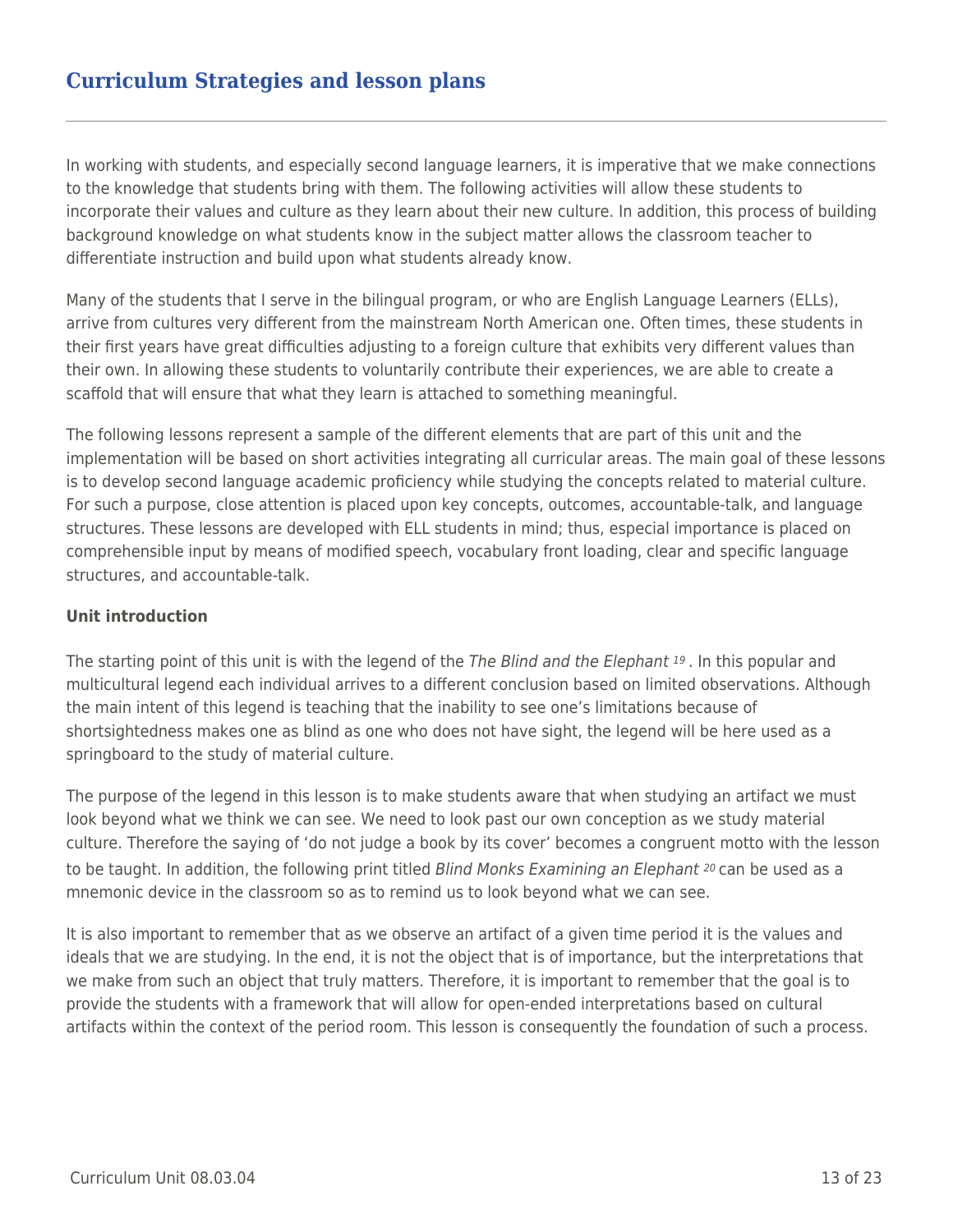## Curriculum Strategies and lesson plans

In working with students, and especially second language learners, it is imperative that we make connections to the knowledge that students bring with them. The following activities will allow these students to incorporate their values and culture as they learn about their new culture. In addition, this process of building background knowledge on what students know in the subject matter allows the classroom teacher to differentiate instruction and build upon what students already know.

Many of the students that I serve in the bilingual program, or who are English Language Learners (ELLs), arrive from cultures very different from the mainstream North American one. Often times, these students in their first years have great difficulties adjusting to a foreign culture that exhibits very different values than their own. In allowing these students to voluntarily contribute their experiences, we are able to create a scaffold that will ensure that what they learn is attached to something meaningful.

The following lessons represent a sample of the different elements that are part of this unit and the implementation will be based on short activities integrating all curricular areas. The main goal of these lessons is to develop second language academic proficiency while studying the concepts related to material culture. For such a purpose, close attention is placed upon key concepts, outcomes, accountable-talk, and language structures. These lessons are developed with ELL students in mind; thus, especial importance is placed on comprehensible input by means of modified speech, vocabulary front loading, clear and specific language structures, and accountable-talk.

**Unit introduction**

The starting point of this unit is with the legend of the *The Blind and the Elephant* [19] . In this popular and multicultural legend each individual arrives to a different conclusion based on limited observations. Although the main intent of this legend is teaching that the inability to see one's limitations because of shortsightedness makes one as blind as one who does not have sight, the legend will be here used as a springboard to the study of material culture.

The purpose of the legend in this lesson is to make students aware that when studying an artifact we must look beyond what we think we can see. We need to look past our own conception as we study material culture. Therefore the saying of 'do not judge a book by its cover' becomes a congruent motto with the lesson to be taught. In addition, the following print titled *Blind Monks Examining an Elephant* [20] can be used as a mnemonic device in the classroom so as to remind us to look beyond what we can see.

It is also important to remember that as we observe an artifact of a given time period it is the values and ideals that we are studying. In the end, it is not the object that is of importance, but the interpretations that we make from such an object that truly matters. Therefore, it is important to remember that the goal is to provide the students with a framework that will allow for open-ended interpretations based on cultural artifacts within the context of the period room. This lesson is consequently the foundation of such a process.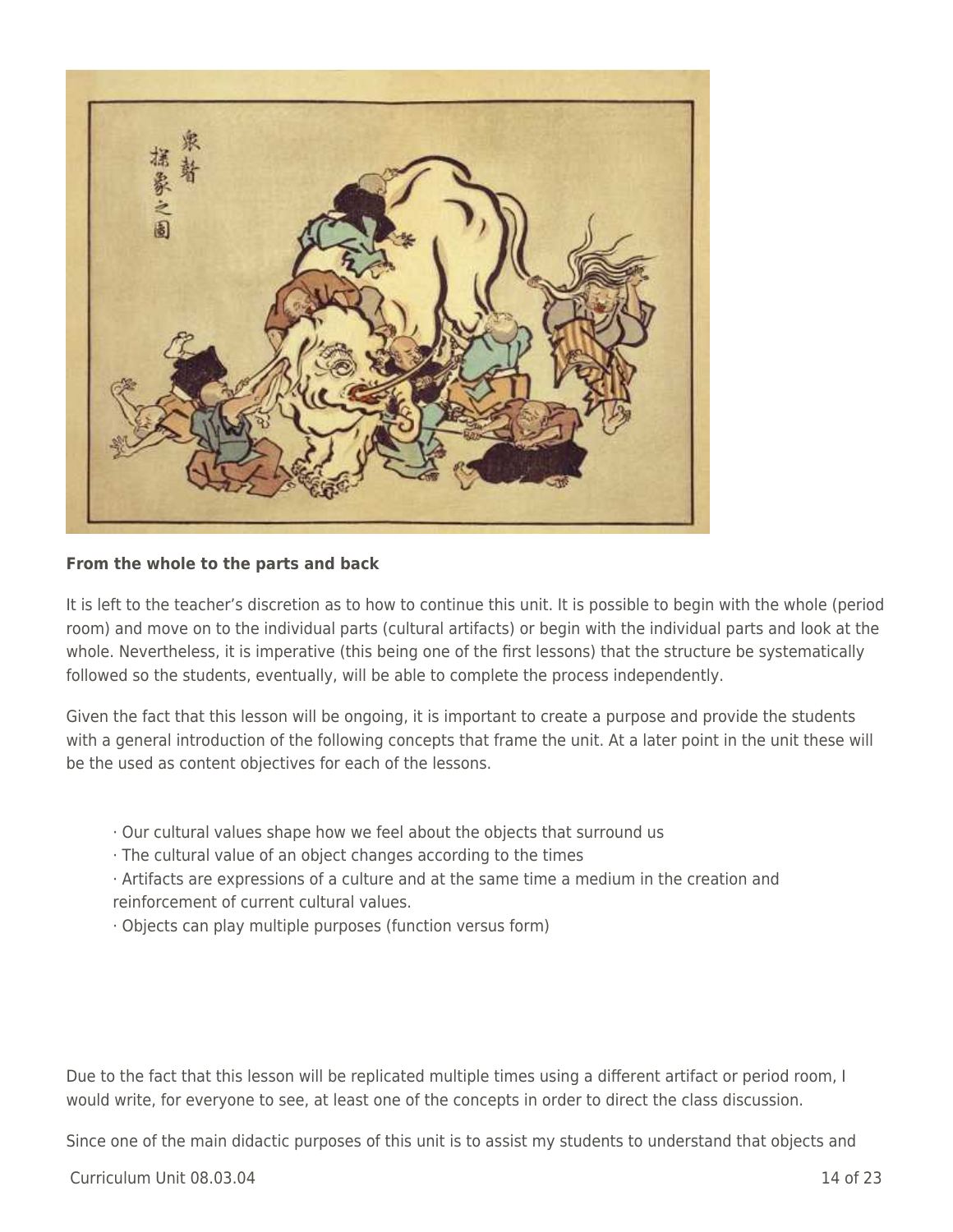**From the whole to the parts and back**

It is left to the teacher's discretion as to how to continue this unit. It is possible to begin with the whole (period room) and move on to the individual parts (cultural artifacts) or begin with the individual parts and look at the whole. Nevertheless, it is imperative (this being one of the first lessons) that the structure be systematically followed so the students, eventually, will be able to complete the process independently.

Given the fact that this lesson will be ongoing, it is important to create a purpose and provide the students with a general introduction of the following concepts that frame the unit. At a later point in the unit these will be the used as content objectives for each of the lessons.

- Our cultural values shape how we feel about the objects that surround us
- The cultural value of an object changes according to the times
- Artifacts are expressions of a culture and at the same time a medium in the creation and reinforcement of current cultural values.
- Objects can play multiple purposes (function versus form)

Due to the fact that this lesson will be replicated multiple times using a different artifact or period room, I would write, for everyone to see, at least one of the concepts in order to direct the class discussion.

Since one of the main didactic purposes of this unit is to assist my students to understand that objects and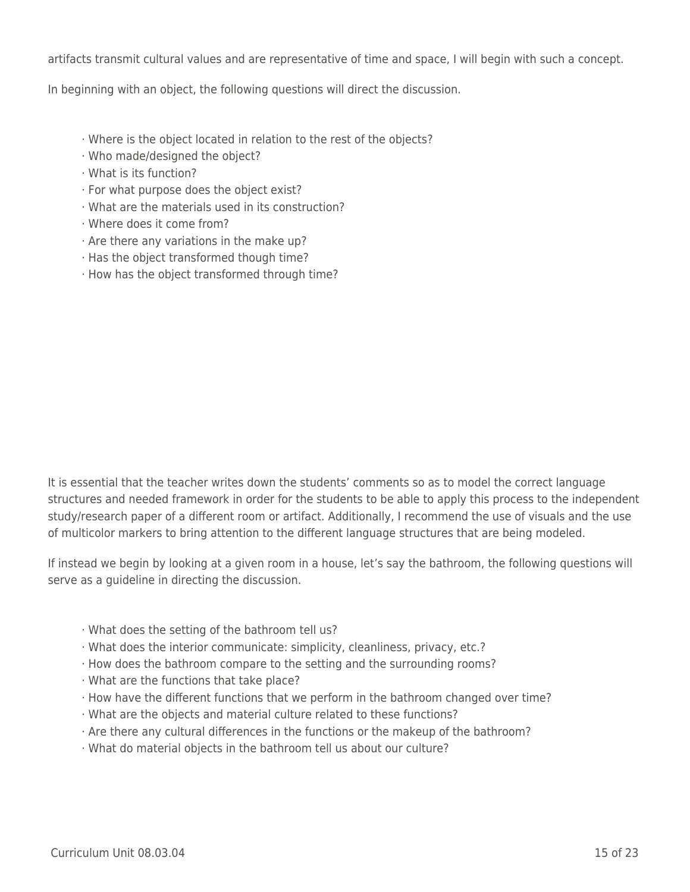artifacts transmit cultural values and are representative of time and space, I will begin with such a concept.

In beginning with an object, the following questions will direct the discussion.

- Where is the object located in relation to the rest of the objects?
- Who made/designed the object?
- What is its function?
- For what purpose does the object exist?
- What are the materials used in its construction?
- Where does it come from?
- Are there any variations in the make up?
- Has the object transformed though time?
- How has the object transformed through time?

It is essential that the teacher writes down the students' comments so as to model the correct language structures and needed framework in order for the students to be able to apply this process to the independent study/research paper of a different room or artifact. Additionally, I recommend the use of visuals and the use of multicolor markers to bring attention to the different language structures that are being modeled.

If instead we begin by looking at a given room in a house, let's say the bathroom, the following questions will serve as a guideline in directing the discussion.

- What does the setting of the bathroom tell us?
- What does the interior communicate: simplicity, cleanliness, privacy, etc.?
- How does the bathroom compare to the setting and the surrounding rooms?
- What are the functions that take place?
- How have the different functions that we perform in the bathroom changed over time?
- What are the objects and material culture related to these functions?
- Are there any cultural differences in the functions or the makeup of the bathroom?
- What do material objects in the bathroom tell us about our culture?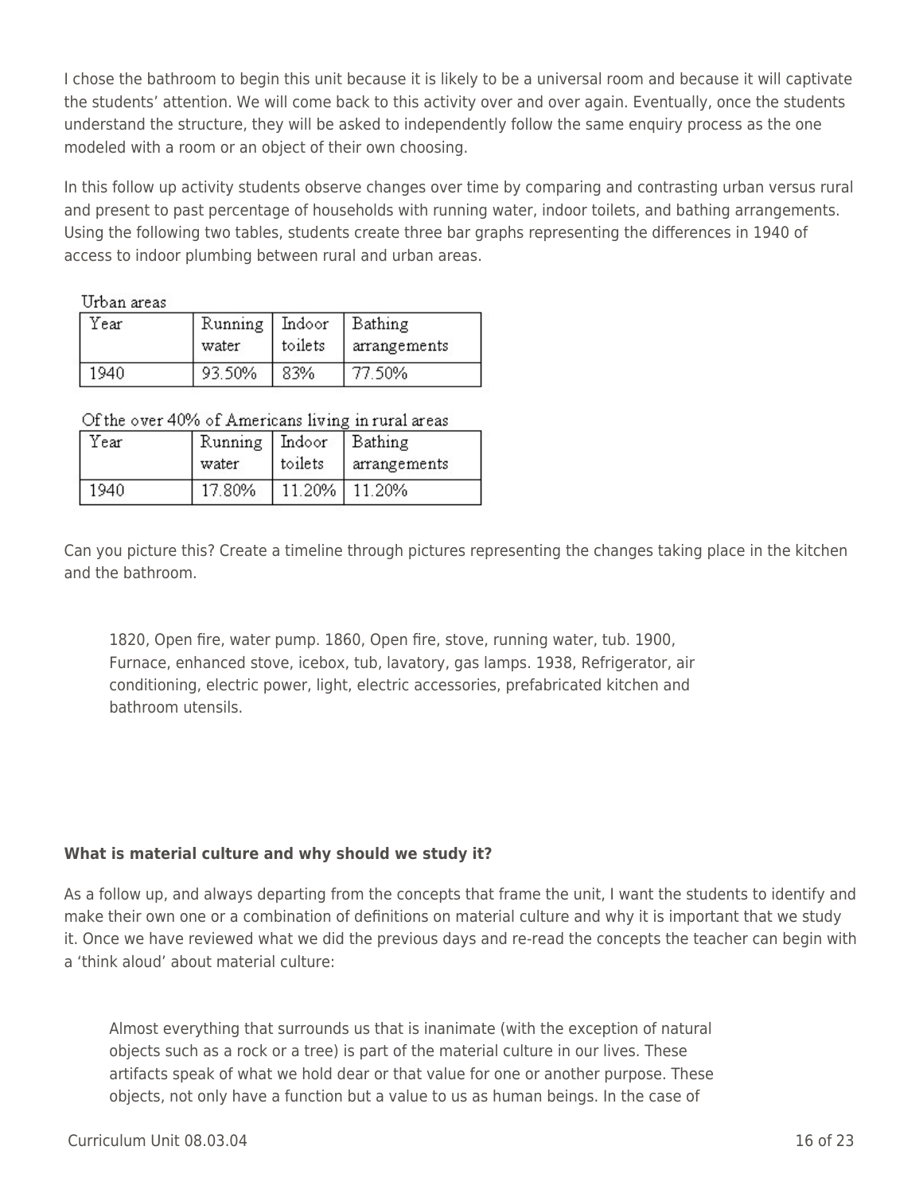I chose the bathroom to begin this unit because it is likely to be a universal room and because it will captivate the students' attention. We will come back to this activity over and over again. Eventually, once the students understand the structure, they will be asked to independently follow the same enquiry process as the one modeled with a room or an object of their own choosing.

In this follow up activity students observe changes over time by comparing and contrasting urban versus rural and present to past percentage of households with running water, indoor toilets, and bathing arrangements. Using the following two tables, students create three bar graphs representing the differences in 1940 of access to indoor plumbing between rural and urban areas.

Urban areas

| Year | Running water | Indoor toilets | Bathing arrangements |
|---|---|---|---|
| 1940 | 93.50% | 83% | 77.50% |

Of the over 40% of Americans living in rural areas

| Year | Running water | Indoor toilets | Bathing arrangements |
|---|---|---|---|
| 1940 | 17.80% | 11.20% | 11.20% |

Can you picture this? Create a timeline through pictures representing the changes taking place in the kitchen and the bathroom.

> 1820, Open fire, water pump. 1860, Open fire, stove, running water, tub. 1900, Furnace, enhanced stove, icebox, tub, lavatory, gas lamps. 1938, Refrigerator, air conditioning, electric power, light, electric accessories, prefabricated kitchen and bathroom utensils.

**What is material culture and why should we study it?**

As a follow up, and always departing from the concepts that frame the unit, I want the students to identify and make their own one or a combination of definitions on material culture and why it is important that we study it. Once we have reviewed what we did the previous days and re-read the concepts the teacher can begin with a 'think aloud' about material culture:

> Almost everything that surrounds us that is inanimate (with the exception of natural objects such as a rock or a tree) is part of the material culture in our lives. These artifacts speak of what we hold dear or that value for one or another purpose. These objects, not only have a function but a value to us as human beings. In the case of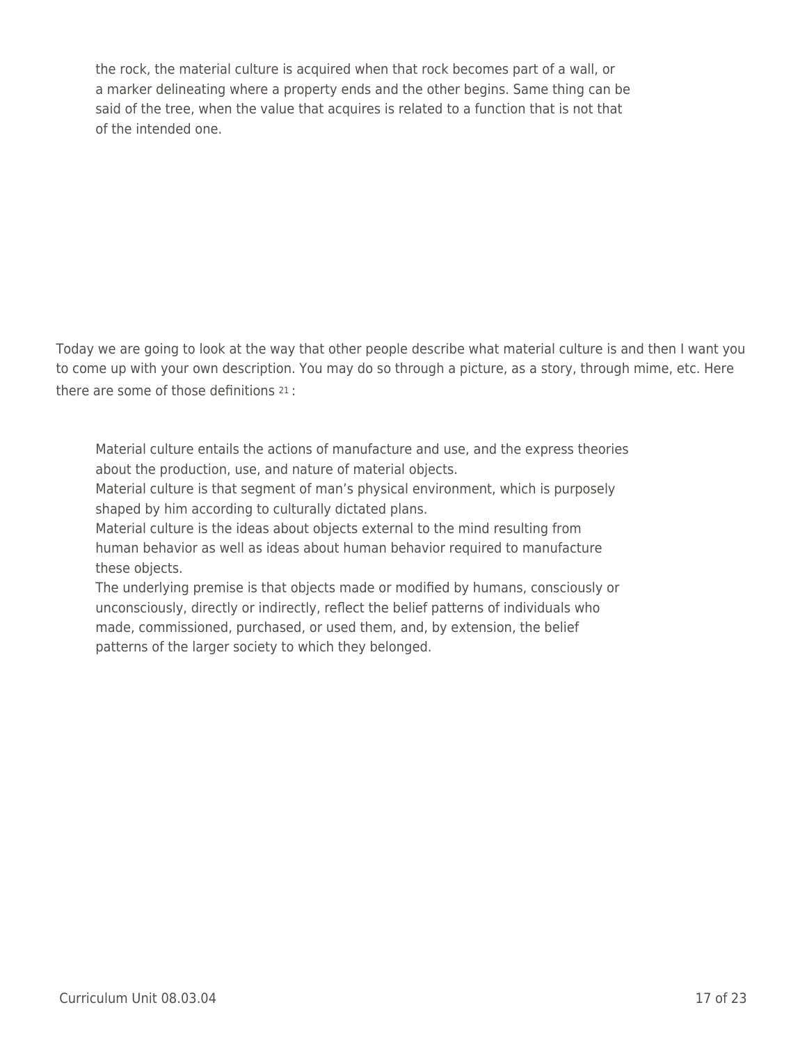> the rock, the material culture is acquired when that rock becomes part of a wall, or a marker delineating where a property ends and the other begins. Same thing can be said of the tree, when the value that acquires is related to a function that is not that of the intended one.

Today we are going to look at the way that other people describe what material culture is and then I want you to come up with your own description. You may do so through a picture, as a story, through mime, etc. Here there are some of those definitions [21] :

> Material culture entails the actions of manufacture and use, and the express theories about the production, use, and nature of material objects.
> Material culture is that segment of man's physical environment, which is purposely shaped by him according to culturally dictated plans.
> Material culture is the ideas about objects external to the mind resulting from human behavior as well as ideas about human behavior required to manufacture these objects.
> The underlying premise is that objects made or modified by humans, consciously or unconsciously, directly or indirectly, reflect the belief patterns of individuals who made, commissioned, purchased, or used them, and, by extension, the belief patterns of the larger society to which they belonged.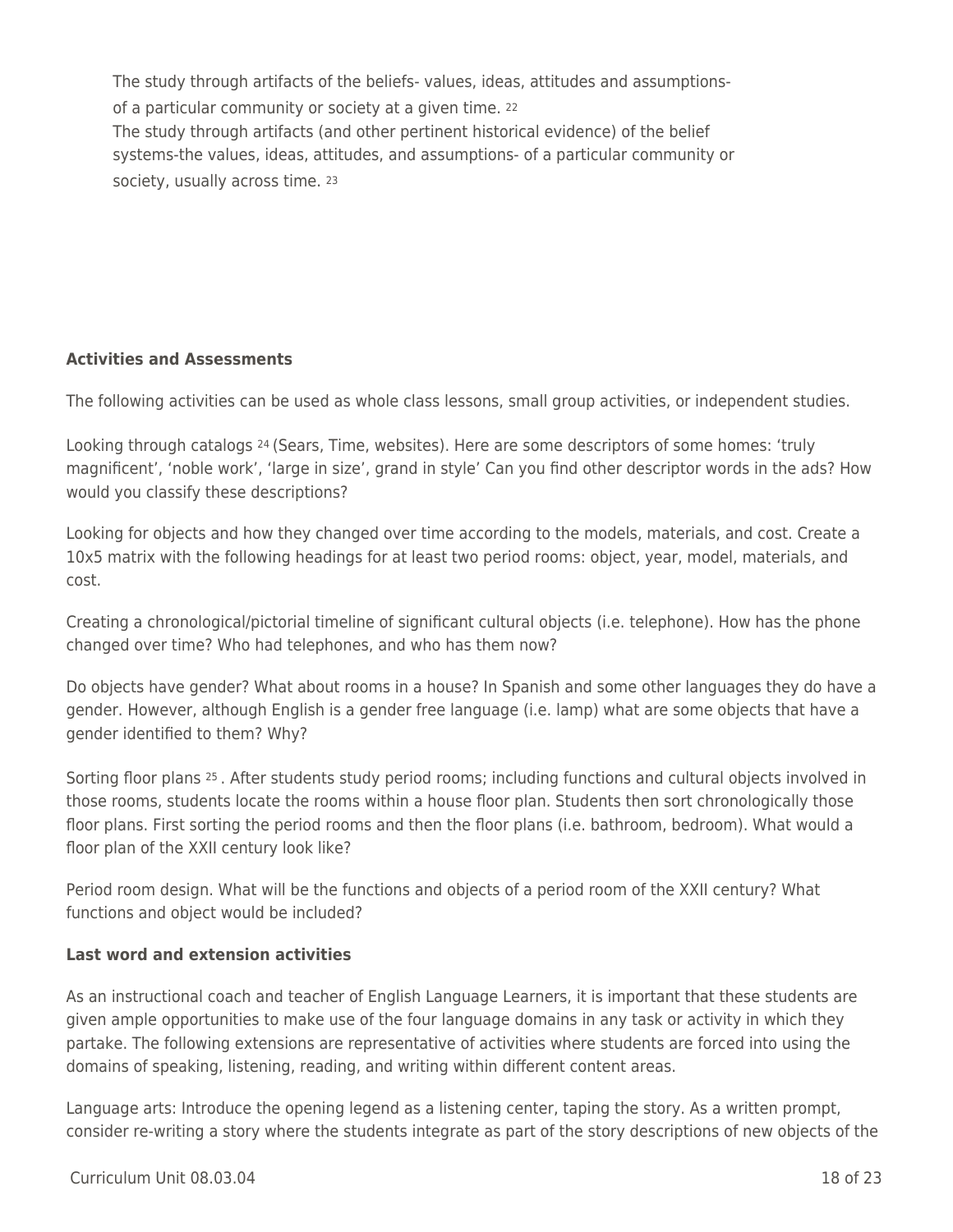> The study through artifacts of the beliefs- values, ideas, attitudes and assumptions- of a particular community or society at a given time. [22]
> The study through artifacts (and other pertinent historical evidence) of the belief systems-the values, ideas, attitudes, and assumptions- of a particular community or society, usually across time. [23]

**Activities and Assessments**

The following activities can be used as whole class lessons, small group activities, or independent studies.

Looking through catalogs [24] (Sears, Time, websites). Here are some descriptors of some homes: 'truly magnificent', 'noble work', 'large in size', grand in style' Can you find other descriptor words in the ads? How would you classify these descriptions?

Looking for objects and how they changed over time according to the models, materials, and cost. Create a 10x5 matrix with the following headings for at least two period rooms: object, year, model, materials, and cost.

Creating a chronological/pictorial timeline of significant cultural objects (i.e. telephone). How has the phone changed over time? Who had telephones, and who has them now?

Do objects have gender? What about rooms in a house? In Spanish and some other languages they do have a gender. However, although English is a gender free language (i.e. lamp) what are some objects that have a gender identified to them? Why?

Sorting floor plans [25] . After students study period rooms; including functions and cultural objects involved in those rooms, students locate the rooms within a house floor plan. Students then sort chronologically those floor plans. First sorting the period rooms and then the floor plans (i.e. bathroom, bedroom). What would a floor plan of the XXII century look like?

Period room design. What will be the functions and objects of a period room of the XXII century? What functions and object would be included?

**Last word and extension activities**

As an instructional coach and teacher of English Language Learners, it is important that these students are given ample opportunities to make use of the four language domains in any task or activity in which they partake. The following extensions are representative of activities where students are forced into using the domains of speaking, listening, reading, and writing within different content areas.

Language arts: Introduce the opening legend as a listening center, taping the story. As a written prompt, consider re-writing a story where the students integrate as part of the story descriptions of new objects of the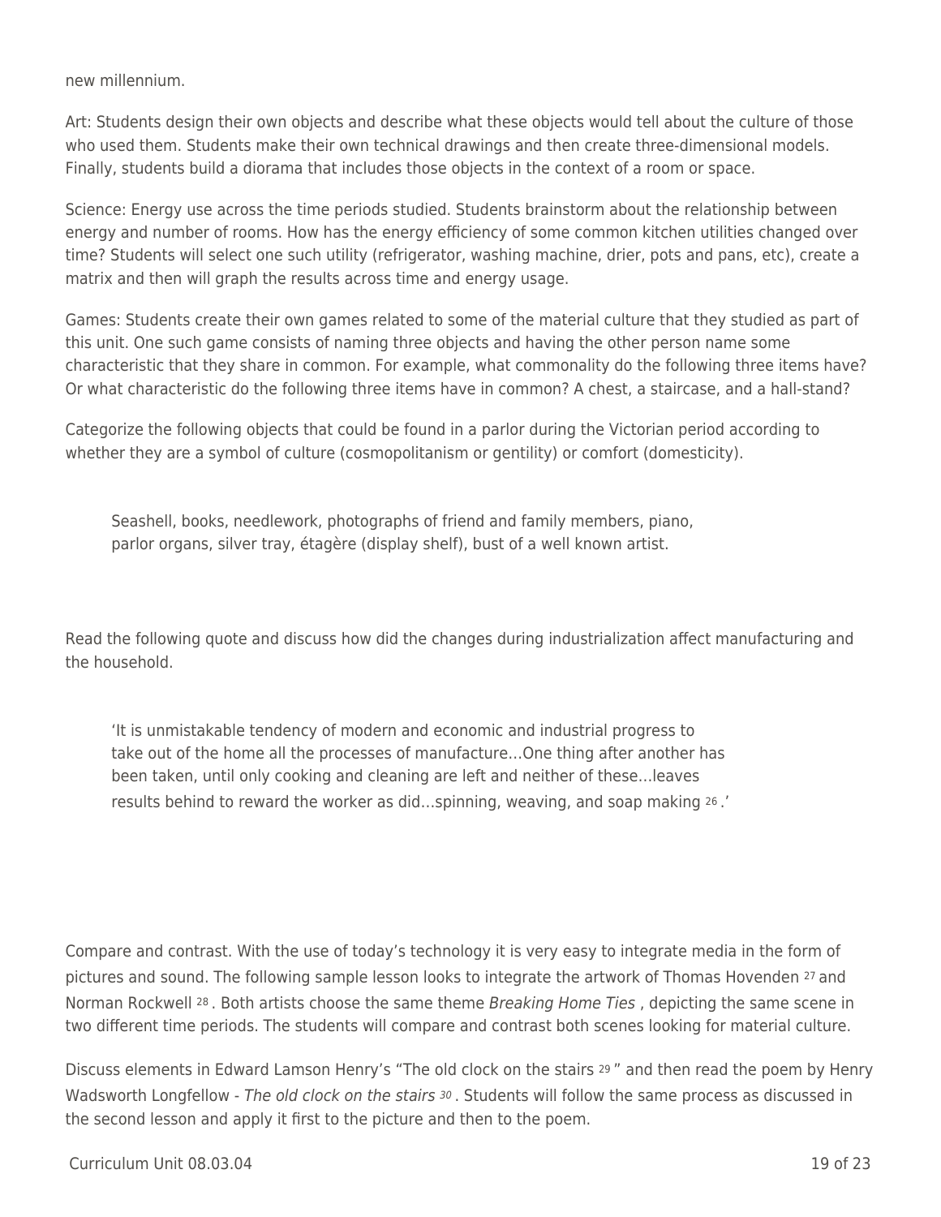new millennium.

Art: Students design their own objects and describe what these objects would tell about the culture of those who used them. Students make their own technical drawings and then create three-dimensional models. Finally, students build a diorama that includes those objects in the context of a room or space.

Science: Energy use across the time periods studied. Students brainstorm about the relationship between energy and number of rooms. How has the energy efficiency of some common kitchen utilities changed over time? Students will select one such utility (refrigerator, washing machine, drier, pots and pans, etc), create a matrix and then will graph the results across time and energy usage.

Games: Students create their own games related to some of the material culture that they studied as part of this unit. One such game consists of naming three objects and having the other person name some characteristic that they share in common. For example, what commonality do the following three items have? Or what characteristic do the following three items have in common? A chest, a staircase, and a hall-stand?

Categorize the following objects that could be found in a parlor during the Victorian period according to whether they are a symbol of culture (cosmopolitanism or gentility) or comfort (domesticity).

> Seashell, books, needlework, photographs of friend and family members, piano, parlor organs, silver tray, étagère (display shelf), bust of a well known artist.

Read the following quote and discuss how did the changes during industrialization affect manufacturing and the household.

> 'It is unmistakable tendency of modern and economic and industrial progress to take out of the home all the processes of manufacture…One thing after another has been taken, until only cooking and cleaning are left and neither of these…leaves results behind to reward the worker as did…spinning, weaving, and soap making [26].'

Compare and contrast. With the use of today's technology it is very easy to integrate media in the form of pictures and sound. The following sample lesson looks to integrate the artwork of Thomas Hovenden [27] and Norman Rockwell [28]. Both artists choose the same theme *Breaking Home Ties* , depicting the same scene in two different time periods. The students will compare and contrast both scenes looking for material culture.

Discuss elements in Edward Lamson Henry's "The old clock on the stairs [29]" and then read the poem by Henry Wadsworth Longfellow - *The old clock on the stairs* [30]. Students will follow the same process as discussed in the second lesson and apply it first to the picture and then to the poem.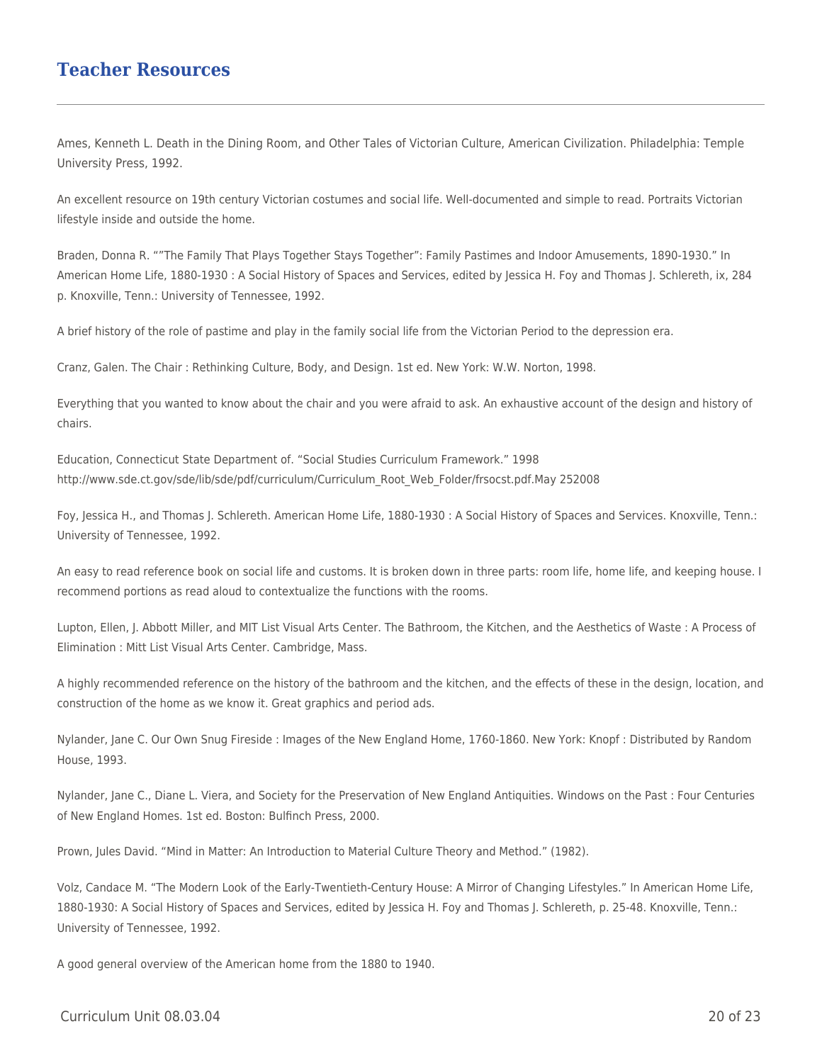## Teacher Resources

Ames, Kenneth L. Death in the Dining Room, and Other Tales of Victorian Culture, American Civilization. Philadelphia: Temple University Press, 1992.

An excellent resource on 19th century Victorian costumes and social life. Well-documented and simple to read. Portraits Victorian lifestyle inside and outside the home.

Braden, Donna R. ""The Family That Plays Together Stays Together": Family Pastimes and Indoor Amusements, 1890-1930." In American Home Life, 1880-1930 : A Social History of Spaces and Services, edited by Jessica H. Foy and Thomas J. Schlereth, ix, 284 p. Knoxville, Tenn.: University of Tennessee, 1992.

A brief history of the role of pastime and play in the family social life from the Victorian Period to the depression era.

Cranz, Galen. The Chair : Rethinking Culture, Body, and Design. 1st ed. New York: W.W. Norton, 1998.

Everything that you wanted to know about the chair and you were afraid to ask. An exhaustive account of the design and history of chairs.

Education, Connecticut State Department of. "Social Studies Curriculum Framework." 1998 http://www.sde.ct.gov/sde/lib/sde/pdf/curriculum/Curriculum_Root_Web_Folder/frsocst.pdf.May 252008

Foy, Jessica H., and Thomas J. Schlereth. American Home Life, 1880-1930 : A Social History of Spaces and Services. Knoxville, Tenn.: University of Tennessee, 1992.

An easy to read reference book on social life and customs. It is broken down in three parts: room life, home life, and keeping house. I recommend portions as read aloud to contextualize the functions with the rooms.

Lupton, Ellen, J. Abbott Miller, and MIT List Visual Arts Center. The Bathroom, the Kitchen, and the Aesthetics of Waste : A Process of Elimination : Mitt List Visual Arts Center. Cambridge, Mass.

A highly recommended reference on the history of the bathroom and the kitchen, and the effects of these in the design, location, and construction of the home as we know it. Great graphics and period ads.

Nylander, Jane C. Our Own Snug Fireside : Images of the New England Home, 1760-1860. New York: Knopf : Distributed by Random House, 1993.

Nylander, Jane C., Diane L. Viera, and Society for the Preservation of New England Antiquities. Windows on the Past : Four Centuries of New England Homes. 1st ed. Boston: Bulfinch Press, 2000.

Prown, Jules David. "Mind in Matter: An Introduction to Material Culture Theory and Method." (1982).

Volz, Candace M. "The Modern Look of the Early-Twentieth-Century House: A Mirror of Changing Lifestyles." In American Home Life, 1880-1930: A Social History of Spaces and Services, edited by Jessica H. Foy and Thomas J. Schlereth, p. 25-48. Knoxville, Tenn.: University of Tennessee, 1992.

A good general overview of the American home from the 1880 to 1940.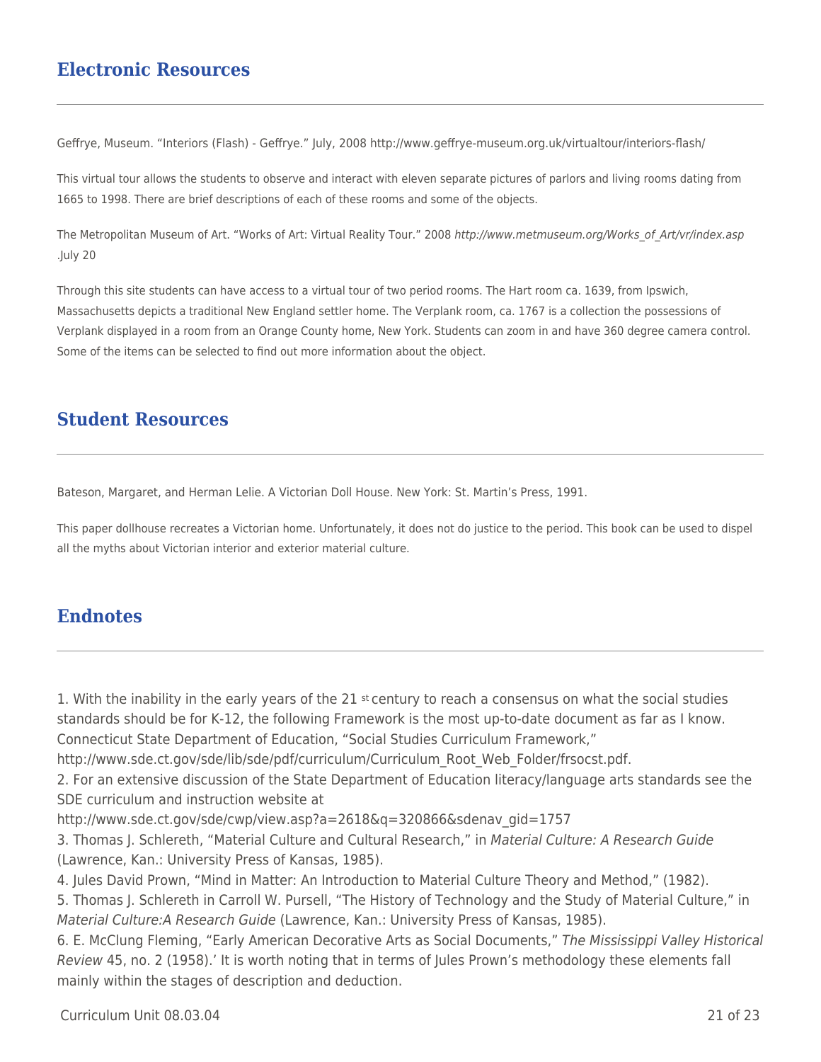## Electronic Resources

Geffrye, Museum. "Interiors (Flash) - Geffrye." July, 2008 http://www.geffrye-museum.org.uk/virtualtour/interiors-flash/

This virtual tour allows the students to observe and interact with eleven separate pictures of parlors and living rooms dating from 1665 to 1998. There are brief descriptions of each of these rooms and some of the objects.

The Metropolitan Museum of Art. "Works of Art: Virtual Reality Tour." 2008 *http://www.metmuseum.org/Works_of_Art/vr/index.asp* .July 20

Through this site students can have access to a virtual tour of two period rooms. The Hart room ca. 1639, from Ipswich, Massachusetts depicts a traditional New England settler home. The Verplank room, ca. 1767 is a collection the possessions of Verplank displayed in a room from an Orange County home, New York. Students can zoom in and have 360 degree camera control. Some of the items can be selected to find out more information about the object.

## Student Resources

Bateson, Margaret, and Herman Lelie. A Victorian Doll House. New York: St. Martin's Press, 1991.

This paper dollhouse recreates a Victorian home. Unfortunately, it does not do justice to the period. This book can be used to dispel all the myths about Victorian interior and exterior material culture.

## Endnotes

1. With the inability in the early years of the 21 st century to reach a consensus on what the social studies standards should be for K-12, the following Framework is the most up-to-date document as far as I know. Connecticut State Department of Education, "Social Studies Curriculum Framework," http://www.sde.ct.gov/sde/lib/sde/pdf/curriculum/Curriculum_Root_Web_Folder/frsocst.pdf.
2. For an extensive discussion of the State Department of Education literacy/language arts standards see the SDE curriculum and instruction website at http://www.sde.ct.gov/sde/cwp/view.asp?a=2618&q=320866&sdenav_gid=1757
3. Thomas J. Schlereth, "Material Culture and Cultural Research," in *Material Culture: A Research Guide* (Lawrence, Kan.: University Press of Kansas, 1985).
4. Jules David Prown, "Mind in Matter: An Introduction to Material Culture Theory and Method," (1982).
5. Thomas J. Schlereth in Carroll W. Pursell, "The History of Technology and the Study of Material Culture," in *Material Culture:A Research Guide* (Lawrence, Kan.: University Press of Kansas, 1985).
6. E. McClung Fleming, "Early American Decorative Arts as Social Documents," *The Mississippi Valley Historical Review* 45, no. 2 (1958).' It is worth noting that in terms of Jules Prown's methodology these elements fall mainly within the stages of description and deduction.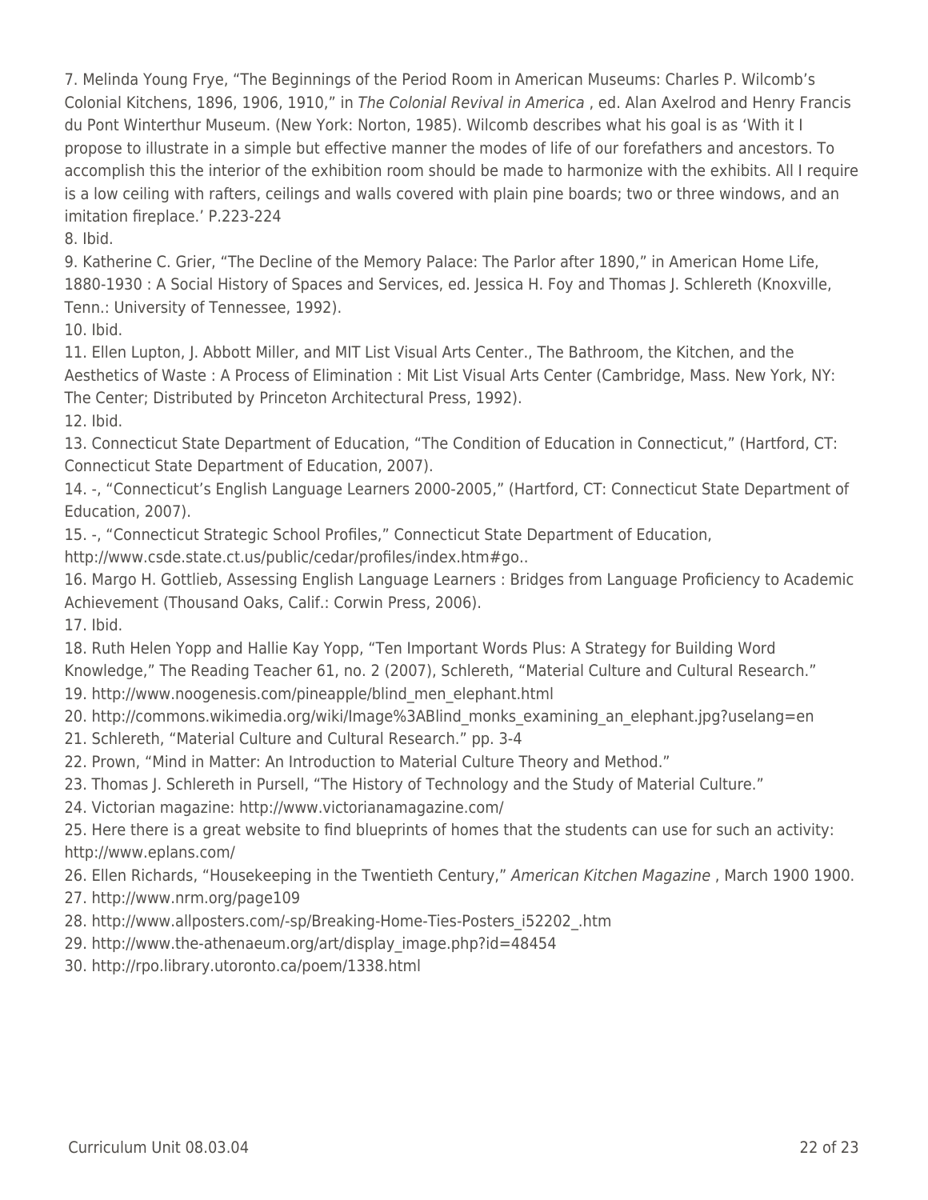7. Melinda Young Frye, “The Beginnings of the Period Room in American Museums: Charles P. Wilcomb’s Colonial Kitchens, 1896, 1906, 1910,” in *The Colonial Revival in America* , ed. Alan Axelrod and Henry Francis du Pont Winterthur Museum. (New York: Norton, 1985). Wilcomb describes what his goal is as ‘With it I propose to illustrate in a simple but effective manner the modes of life of our forefathers and ancestors. To accomplish this the interior of the exhibition room should be made to harmonize with the exhibits. All I require is a low ceiling with rafters, ceilings and walls covered with plain pine boards; two or three windows, and an imitation fireplace.’ P.223-224

8. Ibid.

9. Katherine C. Grier, “The Decline of the Memory Palace: The Parlor after 1890,” in American Home Life, 1880-1930 : A Social History of Spaces and Services, ed. Jessica H. Foy and Thomas J. Schlereth (Knoxville, Tenn.: University of Tennessee, 1992).

10. Ibid.

11. Ellen Lupton, J. Abbott Miller, and MIT List Visual Arts Center., The Bathroom, the Kitchen, and the Aesthetics of Waste : A Process of Elimination : Mit List Visual Arts Center (Cambridge, Mass. New York, NY: The Center; Distributed by Princeton Architectural Press, 1992).

12. Ibid.

13. Connecticut State Department of Education, “The Condition of Education in Connecticut,” (Hartford, CT: Connecticut State Department of Education, 2007).

14. -, “Connecticut’s English Language Learners 2000-2005,” (Hartford, CT: Connecticut State Department of Education, 2007).

15. -, “Connecticut Strategic School Profiles,” Connecticut State Department of Education, http://www.csde.state.ct.us/public/cedar/profiles/index.htm#go..

16. Margo H. Gottlieb, Assessing English Language Learners : Bridges from Language Proficiency to Academic Achievement (Thousand Oaks, Calif.: Corwin Press, 2006).

17. Ibid.

18. Ruth Helen Yopp and Hallie Kay Yopp, “Ten Important Words Plus: A Strategy for Building Word Knowledge,” The Reading Teacher 61, no. 2 (2007), Schlereth, “Material Culture and Cultural Research.”

19. http://www.noogenesis.com/pineapple/blind_men_elephant.html

20. http://commons.wikimedia.org/wiki/Image%3ABlind_monks_examining_an_elephant.jpg?uselang=en

21. Schlereth, “Material Culture and Cultural Research.” pp. 3-4

22. Prown, “Mind in Matter: An Introduction to Material Culture Theory and Method.”

23. Thomas J. Schlereth in Pursell, “The History of Technology and the Study of Material Culture.”

24. Victorian magazine: http://www.victorianamagazine.com/

25. Here there is a great website to find blueprints of homes that the students can use for such an activity: http://www.eplans.com/

26. Ellen Richards, “Housekeeping in the Twentieth Century,” *American Kitchen Magazine* , March 1900 1900.

27. http://www.nrm.org/page109

28. http://www.allposters.com/-sp/Breaking-Home-Ties-Posters_i52202_.htm

29. http://www.the-athenaeum.org/art/display_image.php?id=48454

30. http://rpo.library.utoronto.ca/poem/1338.html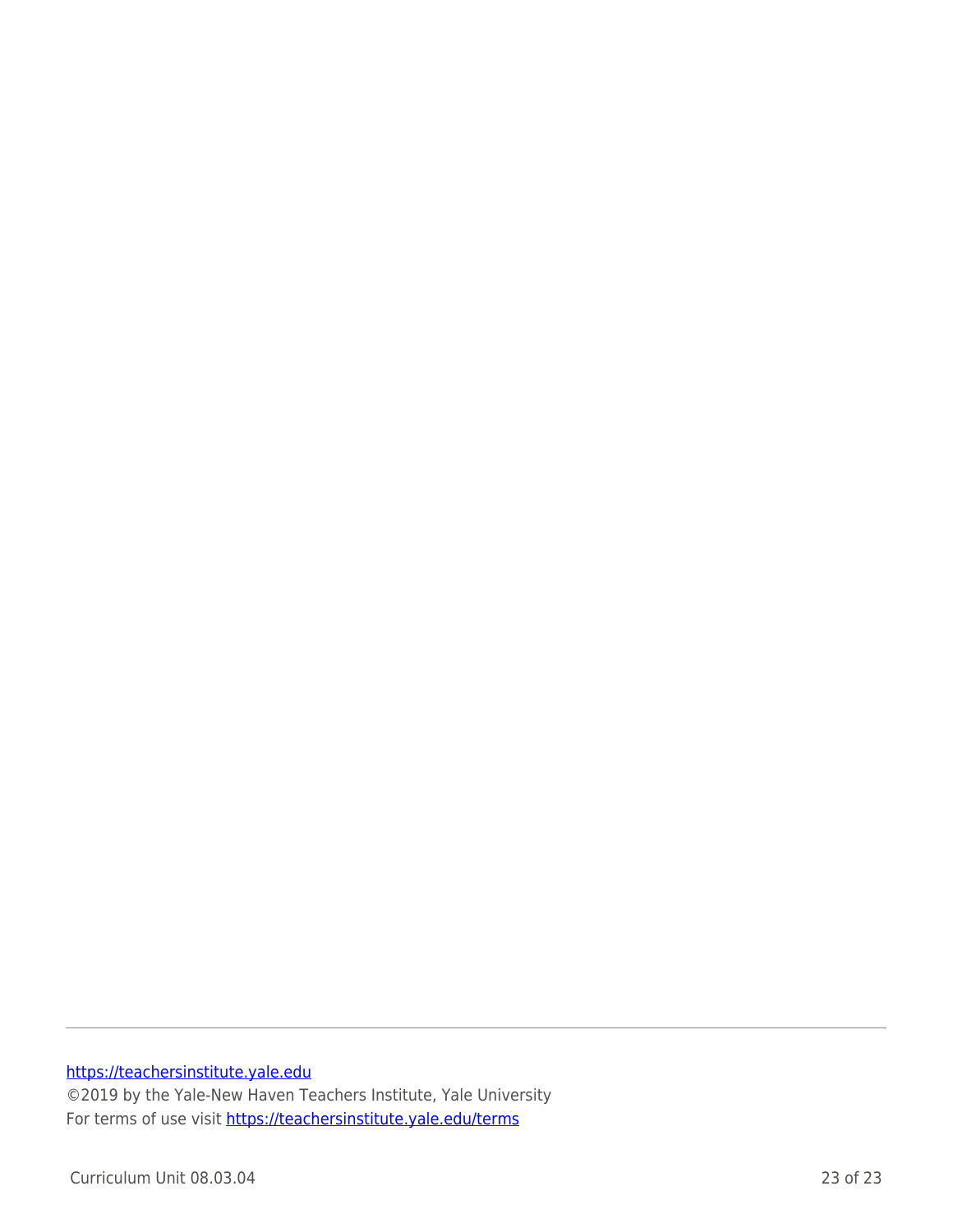https://teachersinstitute.yale.edu
©2019 by the Yale-New Haven Teachers Institute, Yale University
For terms of use visit https://teachersinstitute.yale.edu/terms